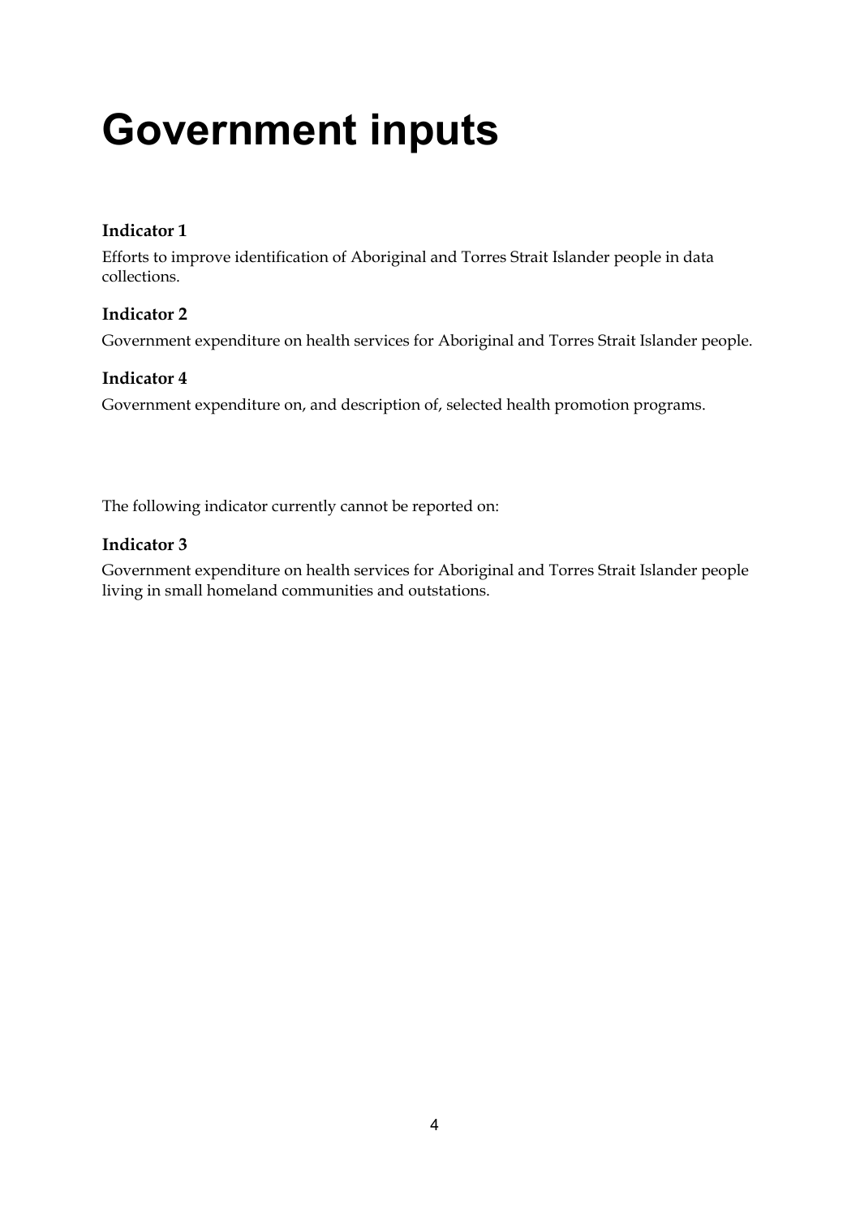# Government inputs

### Indicator 1

Efforts to improve identification of Aboriginal and Torres Strait Islander people in data collections.

### Indicator 2

Government expenditure on health services for Aboriginal and Torres Strait Islander people.

### Indicator 4

Government expenditure on, and description of, selected health promotion programs.

The following indicator currently cannot be reported on:

### Indicator 3

Government expenditure on health services for Aboriginal and Torres Strait Islander people living in small homeland communities and outstations.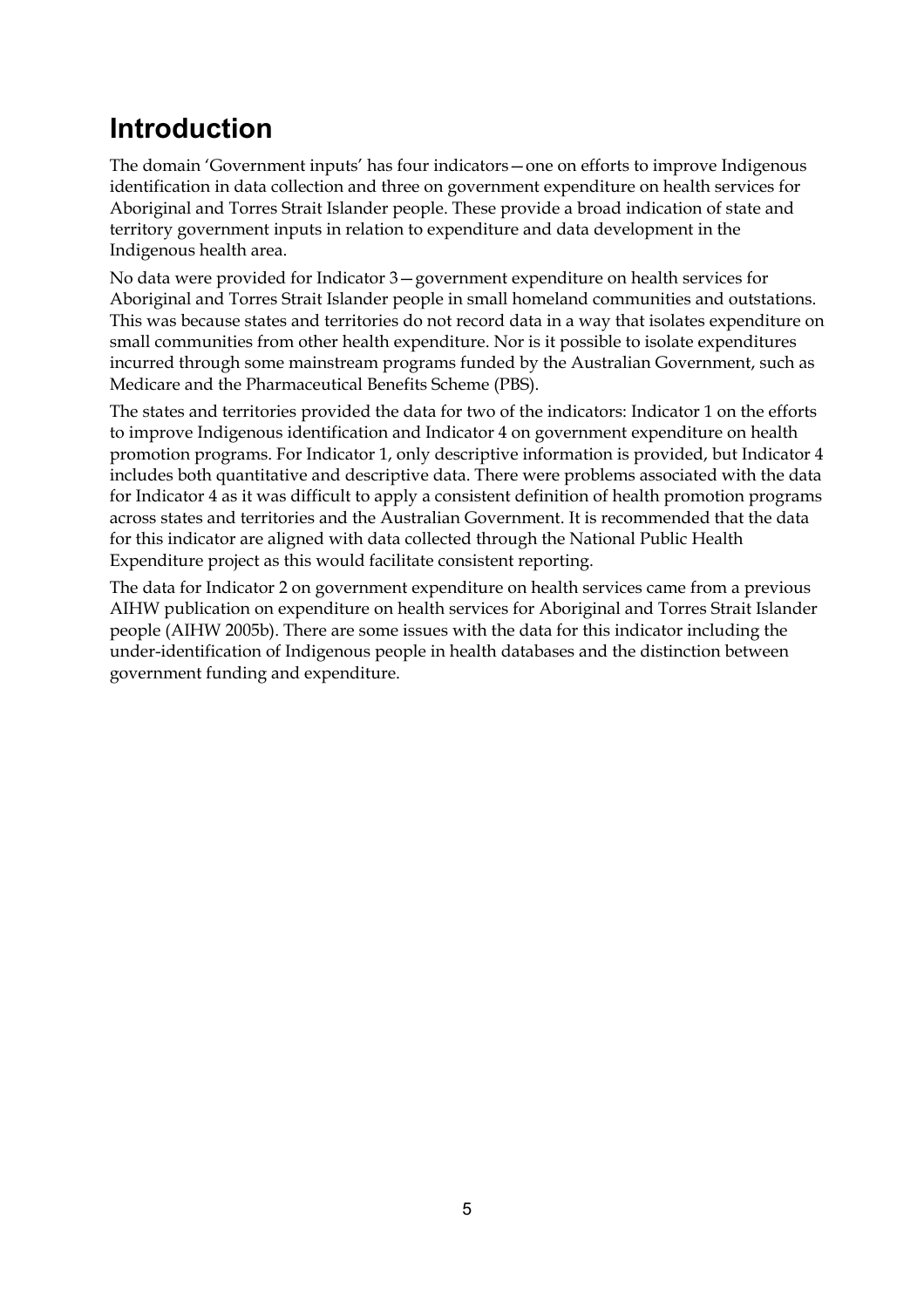# Introduction

The domain 'Government inputs' has four indicators—one on efforts to improve Indigenous identification in data collection and three on government expenditure on health services for Aboriginal and Torres Strait Islander people. These provide a broad indication of state and territory government inputs in relation to expenditure and data development in the Indigenous health area.

No data were provided for Indicator 3—government expenditure on health services for Aboriginal and Torres Strait Islander people in small homeland communities and outstations. This was because states and territories do not record data in a way that isolates expenditure on small communities from other health expenditure. Nor is it possible to isolate expenditures incurred through some mainstream programs funded by the Australian Government, such as Medicare and the Pharmaceutical Benefits Scheme (PBS).

The states and territories provided the data for two of the indicators: Indicator 1 on the efforts to improve Indigenous identification and Indicator 4 on government expenditure on health promotion programs. For Indicator 1, only descriptive information is provided, but Indicator 4 includes both quantitative and descriptive data. There were problems associated with the data for Indicator 4 as it was difficult to apply a consistent definition of health promotion programs across states and territories and the Australian Government. It is recommended that the data for this indicator are aligned with data collected through the National Public Health Expenditure project as this would facilitate consistent reporting.

The data for Indicator 2 on government expenditure on health services came from a previous AIHW publication on expenditure on health services for Aboriginal and Torres Strait Islander people (AIHW 2005b). There are some issues with the data for this indicator including the under-identification of Indigenous people in health databases and the distinction between government funding and expenditure.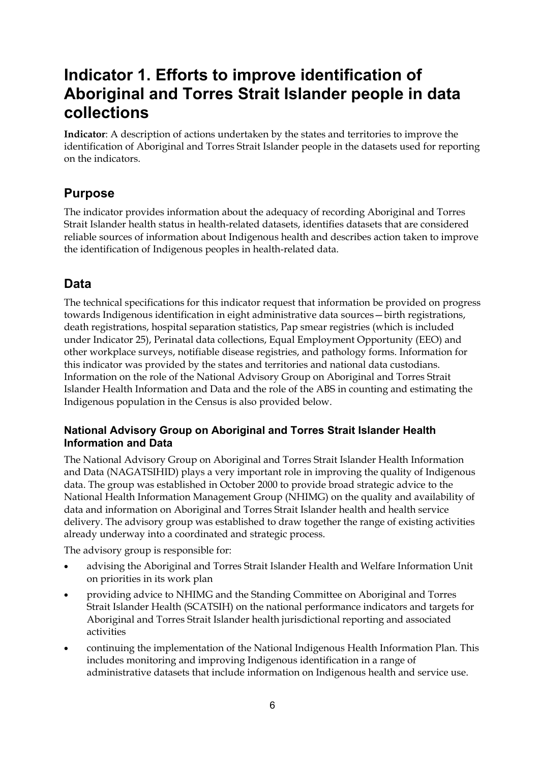# Indicator 1. Efforts to improve identification of Aboriginal and Torres Strait Islander people in data collections

**Indicator**: A description of actions undertaken by the states and territories to improve the identification of Aboriginal and Torres Strait Islander people in the datasets used for reporting on the indicators.

## Purpose

The indicator provides information about the adequacy of recording Aboriginal and Torres Strait Islander health status in health-related datasets, identifies datasets that are considered reliable sources of information about Indigenous health and describes action taken to improve the identification of Indigenous peoples in health-related data.

## Data

The technical specifications for this indicator request that information be provided on progress towards Indigenous identification in eight administrative data sources—birth registrations, death registrations, hospital separation statistics, Pap smear registries (which is included under Indicator 25), Perinatal data collections, Equal Employment Opportunity (EEO) and other workplace surveys, notifiable disease registries, and pathology forms. Information for this indicator was provided by the states and territories and national data custodians. Information on the role of the National Advisory Group on Aboriginal and Torres Strait Islander Health Information and Data and the role of the ABS in counting and estimating the Indigenous population in the Census is also provided below.

### National Advisory Group on Aboriginal and Torres Strait Islander Health Information and Data

The National Advisory Group on Aboriginal and Torres Strait Islander Health Information and Data (NAGATSIHID) plays a very important role in improving the quality of Indigenous data. The group was established in October 2000 to provide broad strategic advice to the National Health Information Management Group (NHIMG) on the quality and availability of data and information on Aboriginal and Torres Strait Islander health and health service delivery. The advisory group was established to draw together the range of existing activities already underway into a coordinated and strategic process.

The advisory group is responsible for:

- advising the Aboriginal and Torres Strait Islander Health and Welfare Information Unit on priorities in its work plan
- providing advice to NHIMG and the Standing Committee on Aboriginal and Torres Strait Islander Health (SCATSIH) on the national performance indicators and targets for Aboriginal and Torres Strait Islander health jurisdictional reporting and associated activities
- continuing the implementation of the National Indigenous Health Information Plan. This includes monitoring and improving Indigenous identification in a range of administrative datasets that include information on Indigenous health and service use.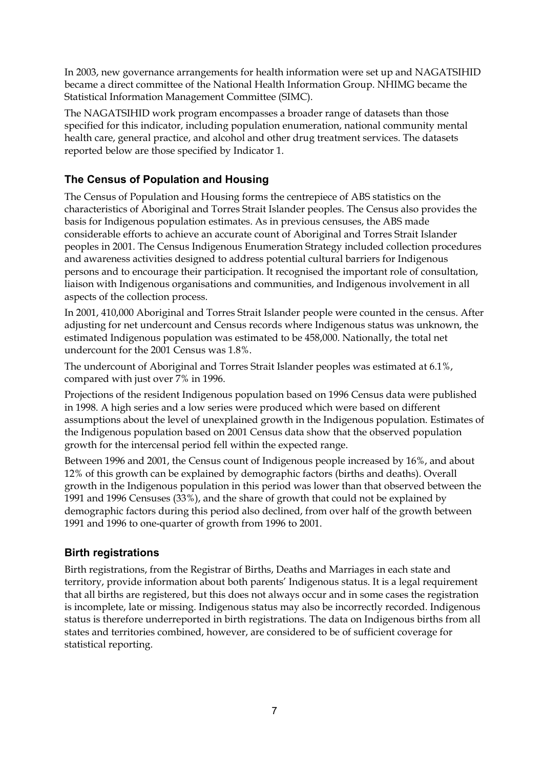In 2003, new governance arrangements for health information were set up and NAGATSIHID became a direct committee of the National Health Information Group. NHIMG became the Statistical Information Management Committee (SIMC).

The NAGATSIHID work program encompasses a broader range of datasets than those specified for this indicator, including population enumeration, national community mental health care, general practice, and alcohol and other drug treatment services. The datasets reported below are those specified by Indicator 1.

### The Census of Population and Housing

The Census of Population and Housing forms the centrepiece of ABS statistics on the characteristics of Aboriginal and Torres Strait Islander peoples. The Census also provides the basis for Indigenous population estimates. As in previous censuses, the ABS made considerable efforts to achieve an accurate count of Aboriginal and Torres Strait Islander peoples in 2001. The Census Indigenous Enumeration Strategy included collection procedures and awareness activities designed to address potential cultural barriers for Indigenous persons and to encourage their participation. It recognised the important role of consultation, liaison with Indigenous organisations and communities, and Indigenous involvement in all aspects of the collection process.

In 2001, 410,000 Aboriginal and Torres Strait Islander people were counted in the census. After adjusting for net undercount and Census records where Indigenous status was unknown, the estimated Indigenous population was estimated to be 458,000. Nationally, the total net undercount for the 2001 Census was 1.8%.

The undercount of Aboriginal and Torres Strait Islander peoples was estimated at 6.1%, compared with just over 7% in 1996.

Projections of the resident Indigenous population based on 1996 Census data were published in 1998. A high series and a low series were produced which were based on different assumptions about the level of unexplained growth in the Indigenous population. Estimates of the Indigenous population based on 2001 Census data show that the observed population growth for the intercensal period fell within the expected range.

Between 1996 and 2001, the Census count of Indigenous people increased by 16%, and about 12% of this growth can be explained by demographic factors (births and deaths). Overall growth in the Indigenous population in this period was lower than that observed between the 1991 and 1996 Censuses (33%), and the share of growth that could not be explained by demographic factors during this period also declined, from over half of the growth between 1991 and 1996 to one-quarter of growth from 1996 to 2001.

### Birth registrations

Birth registrations, from the Registrar of Births, Deaths and Marriages in each state and territory, provide information about both parents' Indigenous status. It is a legal requirement that all births are registered, but this does not always occur and in some cases the registration is incomplete, late or missing. Indigenous status may also be incorrectly recorded. Indigenous status is therefore underreported in birth registrations. The data on Indigenous births from all states and territories combined, however, are considered to be of sufficient coverage for statistical reporting.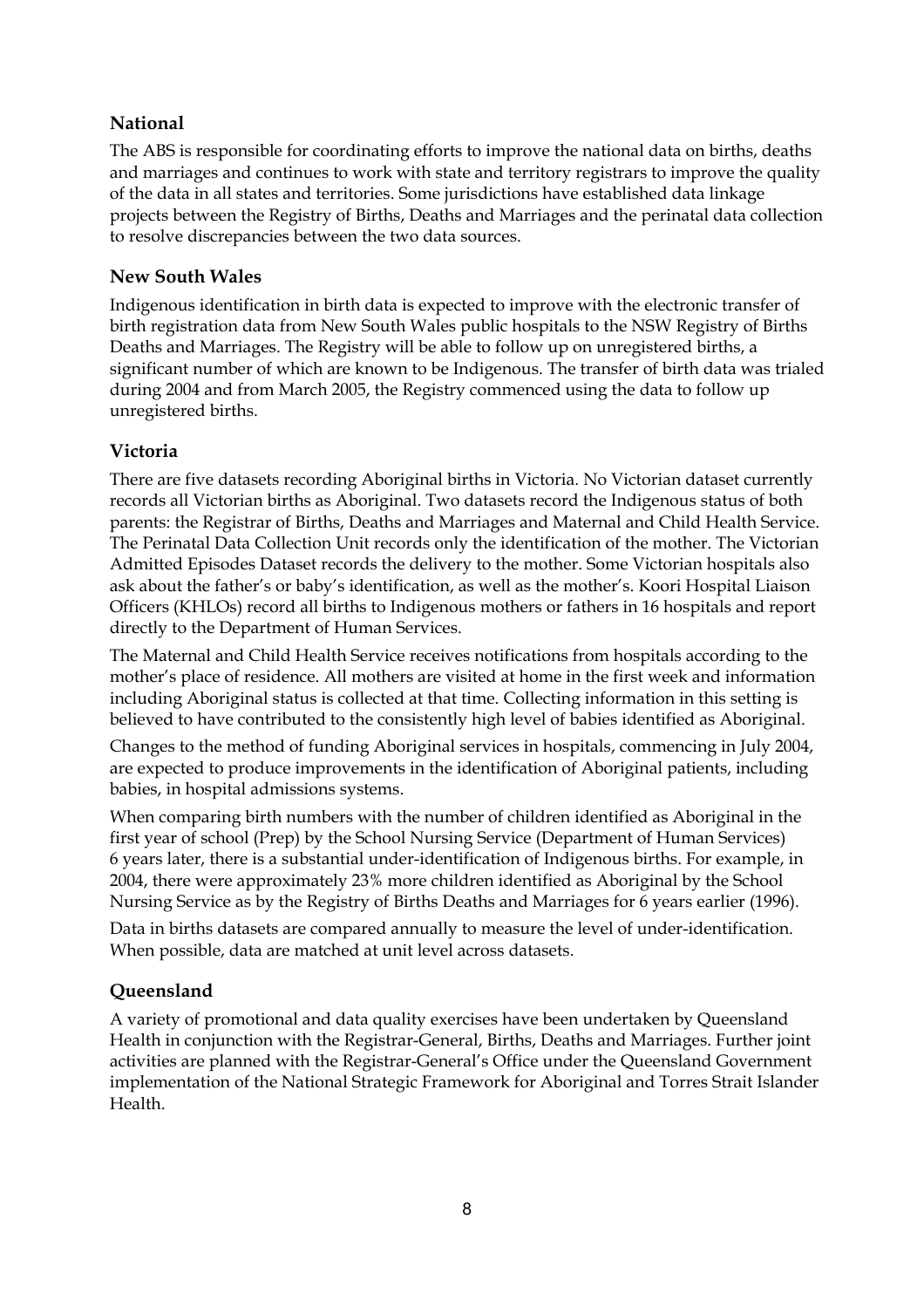## National

The ABS is responsible for coordinating efforts to improve the national data on births, deaths and marriages and continues to work with state and territory registrars to improve the quality of the data in all states and territories. Some jurisdictions have established data linkage projects between the Registry of Births, Deaths and Marriages and the perinatal data collection to resolve discrepancies between the two data sources.

## New South Wales

Indigenous identification in birth data is expected to improve with the electronic transfer of birth registration data from New South Wales public hospitals to the NSW Registry of Births Deaths and Marriages. The Registry will be able to follow up on unregistered births, a significant number of which are known to be Indigenous. The transfer of birth data was trialed during 2004 and from March 2005, the Registry commenced using the data to follow up unregistered births.

## Victoria

There are five datasets recording Aboriginal births in Victoria. No Victorian dataset currently records all Victorian births as Aboriginal. Two datasets record the Indigenous status of both parents: the Registrar of Births, Deaths and Marriages and Maternal and Child Health Service. The Perinatal Data Collection Unit records only the identification of the mother. The Victorian Admitted Episodes Dataset records the delivery to the mother. Some Victorian hospitals also ask about the father's or baby's identification, as well as the mother's. Koori Hospital Liaison Officers (KHLOs) record all births to Indigenous mothers or fathers in 16 hospitals and report directly to the Department of Human Services.

The Maternal and Child Health Service receives notifications from hospitals according to the mother's place of residence. All mothers are visited at home in the first week and information including Aboriginal status is collected at that time. Collecting information in this setting is believed to have contributed to the consistently high level of babies identified as Aboriginal.

Changes to the method of funding Aboriginal services in hospitals, commencing in July 2004, are expected to produce improvements in the identification of Aboriginal patients, including babies, in hospital admissions systems.

When comparing birth numbers with the number of children identified as Aboriginal in the first year of school (Prep) by the School Nursing Service (Department of Human Services) 6 years later, there is a substantial under-identification of Indigenous births. For example, in 2004, there were approximately 23% more children identified as Aboriginal by the School Nursing Service as by the Registry of Births Deaths and Marriages for 6 years earlier (1996).

Data in births datasets are compared annually to measure the level of under-identification. When possible, data are matched at unit level across datasets.

## Queensland

A variety of promotional and data quality exercises have been undertaken by Queensland Health in conjunction with the Registrar-General, Births, Deaths and Marriages. Further joint activities are planned with the Registrar-General's Office under the Queensland Government implementation of the National Strategic Framework for Aboriginal and Torres Strait Islander Health.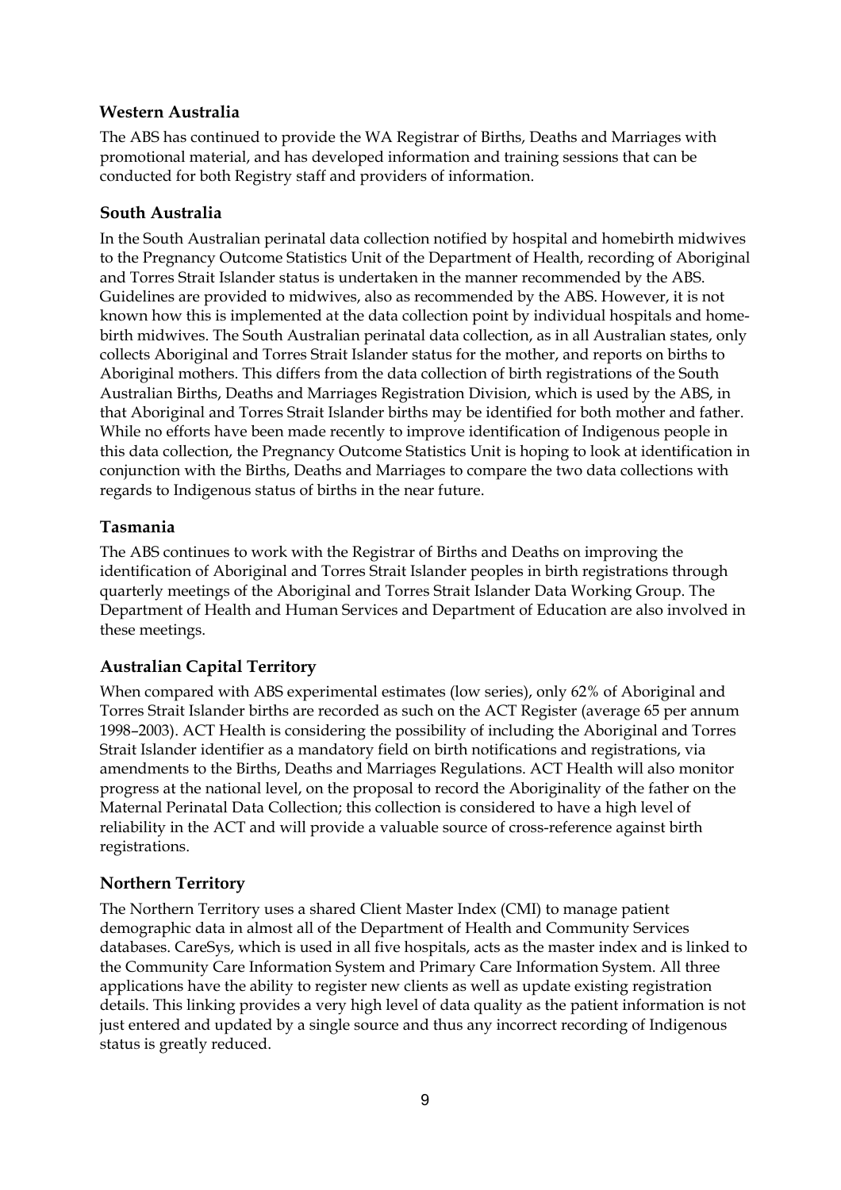### Western Australia

The ABS has continued to provide the WA Registrar of Births, Deaths and Marriages with promotional material, and has developed information and training sessions that can be conducted for both Registry staff and providers of information.

### South Australia

In the South Australian perinatal data collection notified by hospital and homebirth midwives to the Pregnancy Outcome Statistics Unit of the Department of Health, recording of Aboriginal and Torres Strait Islander status is undertaken in the manner recommended by the ABS. Guidelines are provided to midwives, also as recommended by the ABS. However, it is not known how this is implemented at the data collection point by individual hospitals and home-birth midwives. The South Australian perinatal data collection, as in all Australian states, only collects Aboriginal and Torres Strait Islander status for the mother, and reports on births to Aboriginal mothers. This differs from the data collection of birth registrations of the South Australian Births, Deaths and Marriages Registration Division, which is used by the ABS, in that Aboriginal and Torres Strait Islander births may be identified for both mother and father. While no efforts have been made recently to improve identification of Indigenous people in this data collection, the Pregnancy Outcome Statistics Unit is hoping to look at identification in conjunction with the Births, Deaths and Marriages to compare the two data collections with regards to Indigenous status of births in the near future.

### Tasmania

The ABS continues to work with the Registrar of Births and Deaths on improving the identification of Aboriginal and Torres Strait Islander peoples in birth registrations through quarterly meetings of the Aboriginal and Torres Strait Islander Data Working Group. The Department of Health and Human Services and Department of Education are also involved in these meetings.

### Australian Capital Territory

When compared with ABS experimental estimates (low series), only 62% of Aboriginal and Torres Strait Islander births are recorded as such on the ACT Register (average 65 per annum 1998–2003). ACT Health is considering the possibility of including the Aboriginal and Torres Strait Islander identifier as a mandatory field on birth notifications and registrations, via amendments to the Births, Deaths and Marriages Regulations. ACT Health will also monitor progress at the national level, on the proposal to record the Aboriginality of the father on the Maternal Perinatal Data Collection; this collection is considered to have a high level of reliability in the ACT and will provide a valuable source of cross-reference against birth registrations.

### Northern Territory

The Northern Territory uses a shared Client Master Index (CMI) to manage patient demographic data in almost all of the Department of Health and Community Services databases. CareSys, which is used in all five hospitals, acts as the master index and is linked to the Community Care Information System and Primary Care Information System. All three applications have the ability to register new clients as well as update existing registration details. This linking provides a very high level of data quality as the patient information is not just entered and updated by a single source and thus any incorrect recording of Indigenous status is greatly reduced.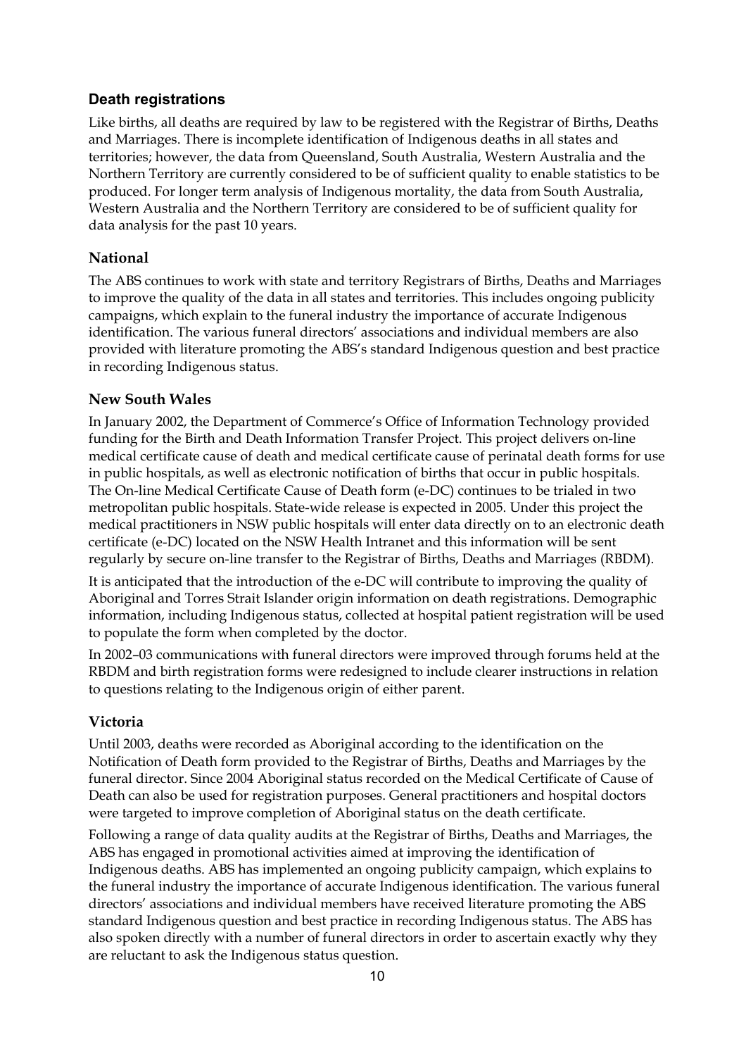### Death registrations

Like births, all deaths are required by law to be registered with the Registrar of Births, Deaths and Marriages. There is incomplete identification of Indigenous deaths in all states and territories; however, the data from Queensland, South Australia, Western Australia and the Northern Territory are currently considered to be of sufficient quality to enable statistics to be produced. For longer term analysis of Indigenous mortality, the data from South Australia, Western Australia and the Northern Territory are considered to be of sufficient quality for data analysis for the past 10 years.

#### National

The ABS continues to work with state and territory Registrars of Births, Deaths and Marriages to improve the quality of the data in all states and territories. This includes ongoing publicity campaigns, which explain to the funeral industry the importance of accurate Indigenous identification. The various funeral directors' associations and individual members are also provided with literature promoting the ABS's standard Indigenous question and best practice in recording Indigenous status.

#### New South Wales

In January 2002, the Department of Commerce's Office of Information Technology provided funding for the Birth and Death Information Transfer Project. This project delivers on-line medical certificate cause of death and medical certificate cause of perinatal death forms for use in public hospitals, as well as electronic notification of births that occur in public hospitals. The On-line Medical Certificate Cause of Death form (e-DC) continues to be trialed in two metropolitan public hospitals. State-wide release is expected in 2005. Under this project the medical practitioners in NSW public hospitals will enter data directly on to an electronic death certificate (e-DC) located on the NSW Health Intranet and this information will be sent regularly by secure on-line transfer to the Registrar of Births, Deaths and Marriages (RBDM).

It is anticipated that the introduction of the e-DC will contribute to improving the quality of Aboriginal and Torres Strait Islander origin information on death registrations. Demographic information, including Indigenous status, collected at hospital patient registration will be used to populate the form when completed by the doctor.

In 2002–03 communications with funeral directors were improved through forums held at the RBDM and birth registration forms were redesigned to include clearer instructions in relation to questions relating to the Indigenous origin of either parent.

#### Victoria

Until 2003, deaths were recorded as Aboriginal according to the identification on the Notification of Death form provided to the Registrar of Births, Deaths and Marriages by the funeral director. Since 2004 Aboriginal status recorded on the Medical Certificate of Cause of Death can also be used for registration purposes. General practitioners and hospital doctors were targeted to improve completion of Aboriginal status on the death certificate.

Following a range of data quality audits at the Registrar of Births, Deaths and Marriages, the ABS has engaged in promotional activities aimed at improving the identification of Indigenous deaths. ABS has implemented an ongoing publicity campaign, which explains to the funeral industry the importance of accurate Indigenous identification. The various funeral directors' associations and individual members have received literature promoting the ABS standard Indigenous question and best practice in recording Indigenous status. The ABS has also spoken directly with a number of funeral directors in order to ascertain exactly why they are reluctant to ask the Indigenous status question.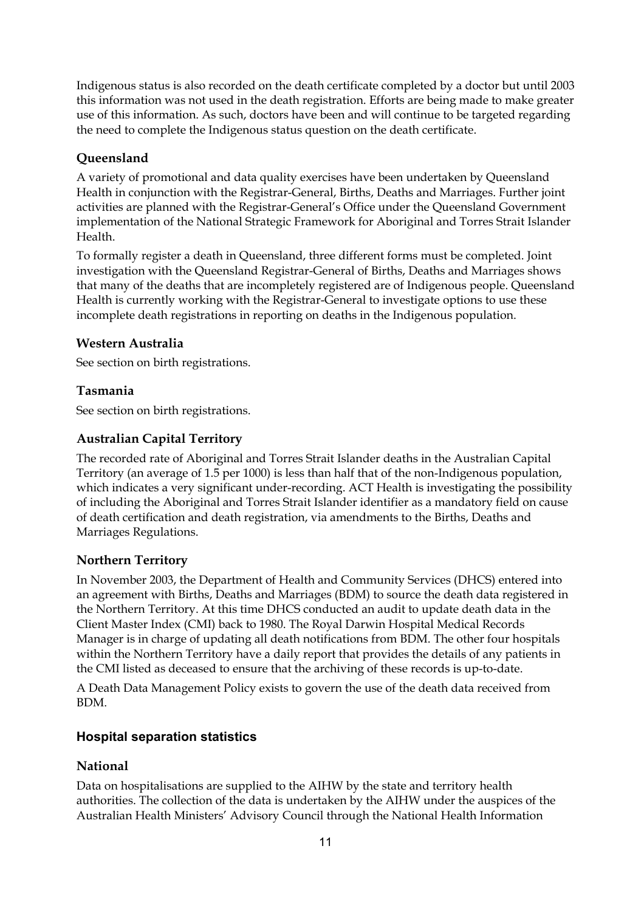Indigenous status is also recorded on the death certificate completed by a doctor but until 2003 this information was not used in the death registration. Efforts are being made to make greater use of this information. As such, doctors have been and will continue to be targeted regarding the need to complete the Indigenous status question on the death certificate.

### Queensland

A variety of promotional and data quality exercises have been undertaken by Queensland Health in conjunction with the Registrar-General, Births, Deaths and Marriages. Further joint activities are planned with the Registrar-General's Office under the Queensland Government implementation of the National Strategic Framework for Aboriginal and Torres Strait Islander Health.

To formally register a death in Queensland, three different forms must be completed. Joint investigation with the Queensland Registrar-General of Births, Deaths and Marriages shows that many of the deaths that are incompletely registered are of Indigenous people. Queensland Health is currently working with the Registrar-General to investigate options to use these incomplete death registrations in reporting on deaths in the Indigenous population.

### Western Australia

See section on birth registrations.

### Tasmania

See section on birth registrations.

### Australian Capital Territory

The recorded rate of Aboriginal and Torres Strait Islander deaths in the Australian Capital Territory (an average of 1.5 per 1000) is less than half that of the non-Indigenous population, which indicates a very significant under-recording. ACT Health is investigating the possibility of including the Aboriginal and Torres Strait Islander identifier as a mandatory field on cause of death certification and death registration, via amendments to the Births, Deaths and Marriages Regulations.

### Northern Territory

In November 2003, the Department of Health and Community Services (DHCS) entered into an agreement with Births, Deaths and Marriages (BDM) to source the death data registered in the Northern Territory. At this time DHCS conducted an audit to update death data in the Client Master Index (CMI) back to 1980. The Royal Darwin Hospital Medical Records Manager is in charge of updating all death notifications from BDM. The other four hospitals within the Northern Territory have a daily report that provides the details of any patients in the CMI listed as deceased to ensure that the archiving of these records is up-to-date.

A Death Data Management Policy exists to govern the use of the death data received from BDM.

## Hospital separation statistics

### National

Data on hospitalisations are supplied to the AIHW by the state and territory health authorities. The collection of the data is undertaken by the AIHW under the auspices of the Australian Health Ministers' Advisory Council through the National Health Information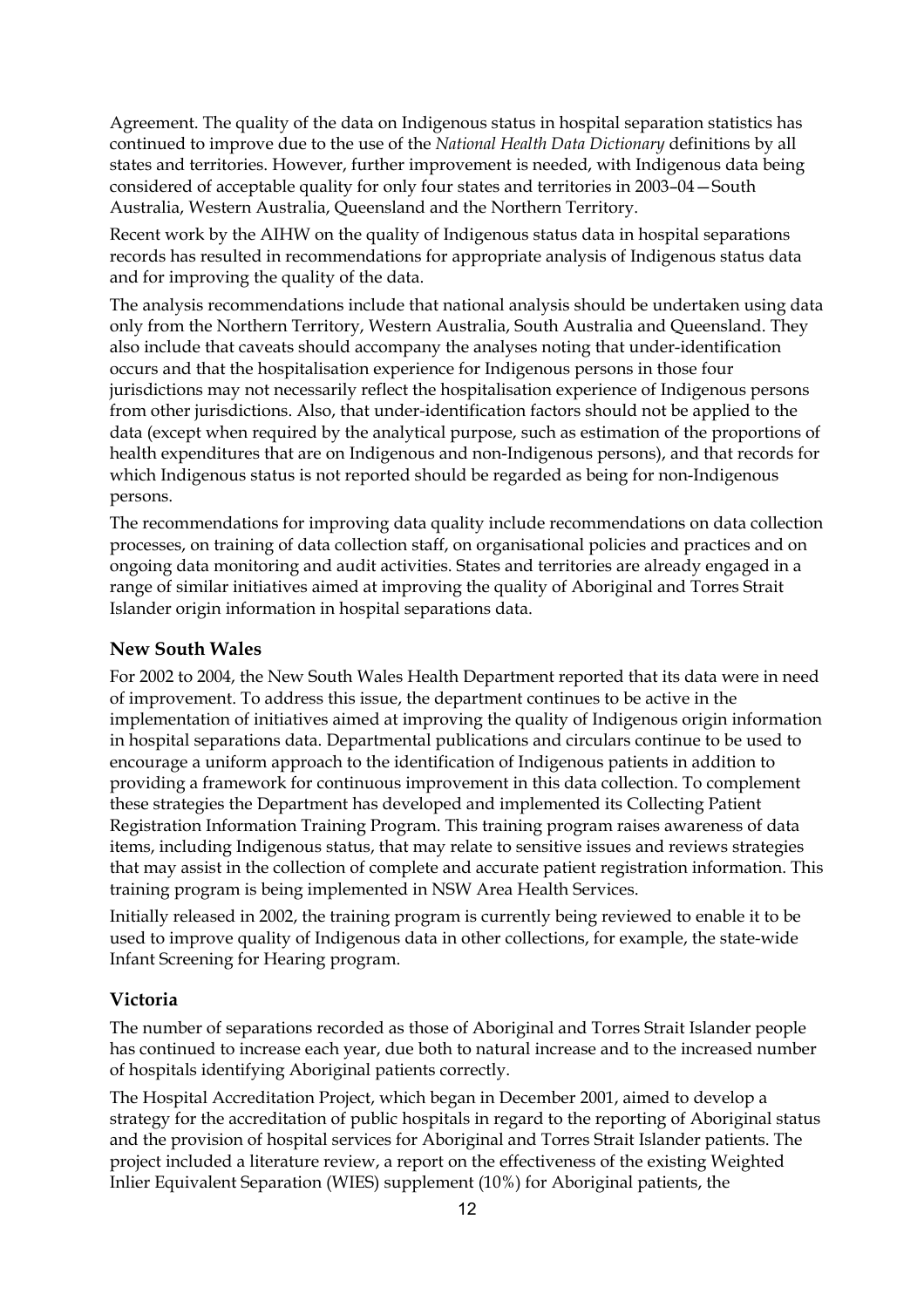Agreement. The quality of the data on Indigenous status in hospital separation statistics has continued to improve due to the use of the *National Health Data Dictionary* definitions by all states and territories. However, further improvement is needed, with Indigenous data being considered of acceptable quality for only four states and territories in 2003–04—South Australia, Western Australia, Queensland and the Northern Territory.

Recent work by the AIHW on the quality of Indigenous status data in hospital separations records has resulted in recommendations for appropriate analysis of Indigenous status data and for improving the quality of the data.

The analysis recommendations include that national analysis should be undertaken using data only from the Northern Territory, Western Australia, South Australia and Queensland. They also include that caveats should accompany the analyses noting that under-identification occurs and that the hospitalisation experience for Indigenous persons in those four jurisdictions may not necessarily reflect the hospitalisation experience of Indigenous persons from other jurisdictions. Also, that under-identification factors should not be applied to the data (except when required by the analytical purpose, such as estimation of the proportions of health expenditures that are on Indigenous and non-Indigenous persons), and that records for which Indigenous status is not reported should be regarded as being for non-Indigenous persons.

The recommendations for improving data quality include recommendations on data collection processes, on training of data collection staff, on organisational policies and practices and on ongoing data monitoring and audit activities. States and territories are already engaged in a range of similar initiatives aimed at improving the quality of Aboriginal and Torres Strait Islander origin information in hospital separations data.

### New South Wales

For 2002 to 2004, the New South Wales Health Department reported that its data were in need of improvement. To address this issue, the department continues to be active in the implementation of initiatives aimed at improving the quality of Indigenous origin information in hospital separations data. Departmental publications and circulars continue to be used to encourage a uniform approach to the identification of Indigenous patients in addition to providing a framework for continuous improvement in this data collection. To complement these strategies the Department has developed and implemented its Collecting Patient Registration Information Training Program. This training program raises awareness of data items, including Indigenous status, that may relate to sensitive issues and reviews strategies that may assist in the collection of complete and accurate patient registration information. This training program is being implemented in NSW Area Health Services.

Initially released in 2002, the training program is currently being reviewed to enable it to be used to improve quality of Indigenous data in other collections, for example, the state-wide Infant Screening for Hearing program.

### Victoria

The number of separations recorded as those of Aboriginal and Torres Strait Islander people has continued to increase each year, due both to natural increase and to the increased number of hospitals identifying Aboriginal patients correctly.

The Hospital Accreditation Project, which began in December 2001, aimed to develop a strategy for the accreditation of public hospitals in regard to the reporting of Aboriginal status and the provision of hospital services for Aboriginal and Torres Strait Islander patients. The project included a literature review, a report on the effectiveness of the existing Weighted Inlier Equivalent Separation (WIES) supplement (10%) for Aboriginal patients, the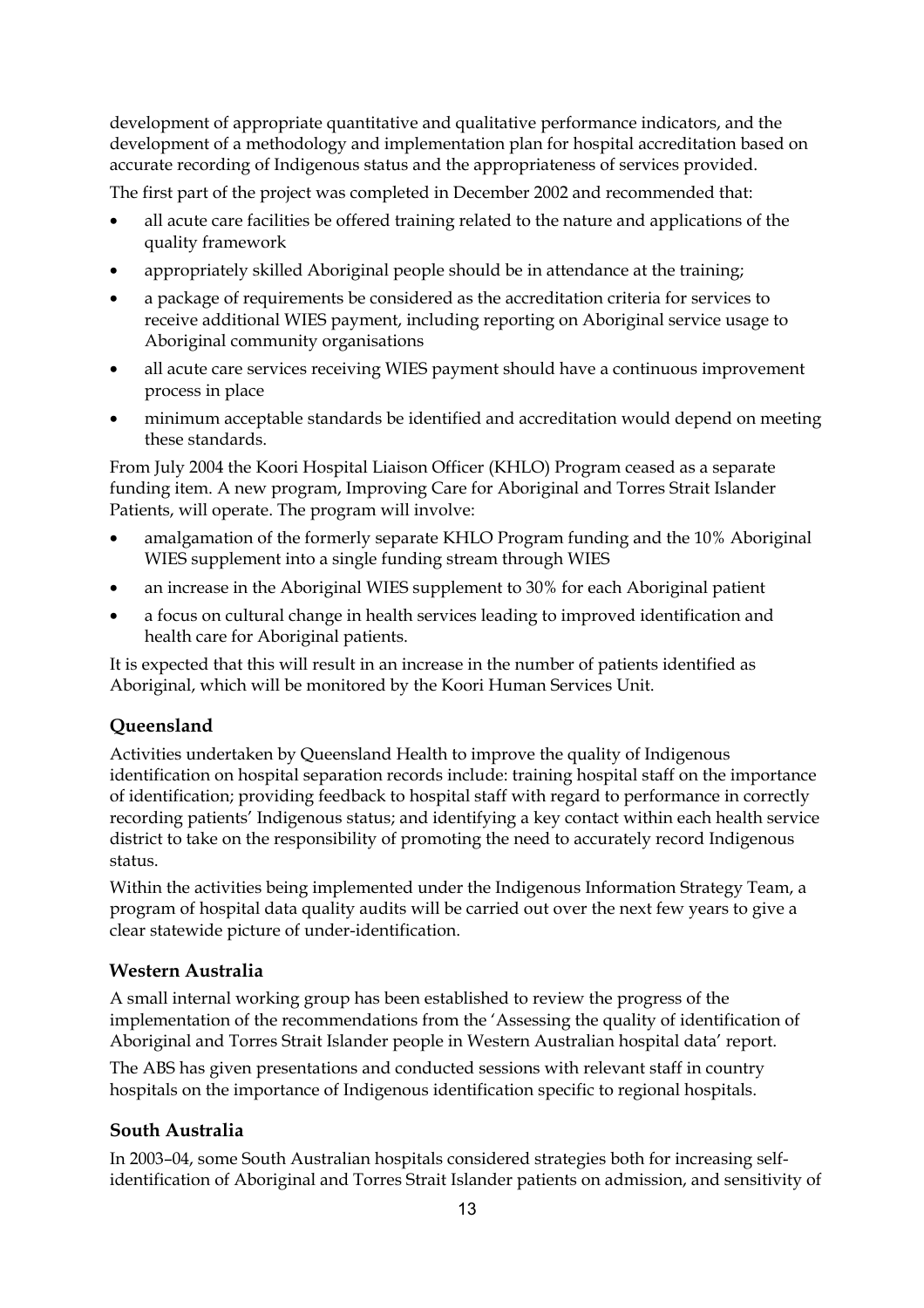development of appropriate quantitative and qualitative performance indicators, and the development of a methodology and implementation plan for hospital accreditation based on accurate recording of Indigenous status and the appropriateness of services provided.

The first part of the project was completed in December 2002 and recommended that:

- all acute care facilities be offered training related to the nature and applications of the quality framework
- appropriately skilled Aboriginal people should be in attendance at the training;
- a package of requirements be considered as the accreditation criteria for services to receive additional WIES payment, including reporting on Aboriginal service usage to Aboriginal community organisations
- all acute care services receiving WIES payment should have a continuous improvement process in place
- minimum acceptable standards be identified and accreditation would depend on meeting these standards.

From July 2004 the Koori Hospital Liaison Officer (KHLO) Program ceased as a separate funding item. A new program, Improving Care for Aboriginal and Torres Strait Islander Patients, will operate. The program will involve:

- amalgamation of the formerly separate KHLO Program funding and the 10% Aboriginal WIES supplement into a single funding stream through WIES
- an increase in the Aboriginal WIES supplement to 30% for each Aboriginal patient
- a focus on cultural change in health services leading to improved identification and health care for Aboriginal patients.

It is expected that this will result in an increase in the number of patients identified as Aboriginal, which will be monitored by the Koori Human Services Unit.

### Queensland

Activities undertaken by Queensland Health to improve the quality of Indigenous identification on hospital separation records include: training hospital staff on the importance of identification; providing feedback to hospital staff with regard to performance in correctly recording patients' Indigenous status; and identifying a key contact within each health service district to take on the responsibility of promoting the need to accurately record Indigenous status.

Within the activities being implemented under the Indigenous Information Strategy Team, a program of hospital data quality audits will be carried out over the next few years to give a clear statewide picture of under-identification.

### Western Australia

A small internal working group has been established to review the progress of the implementation of the recommendations from the 'Assessing the quality of identification of Aboriginal and Torres Strait Islander people in Western Australian hospital data' report.

The ABS has given presentations and conducted sessions with relevant staff in country hospitals on the importance of Indigenous identification specific to regional hospitals.

### South Australia

In 2003–04, some South Australian hospitals considered strategies both for increasing self-identification of Aboriginal and Torres Strait Islander patients on admission, and sensitivity of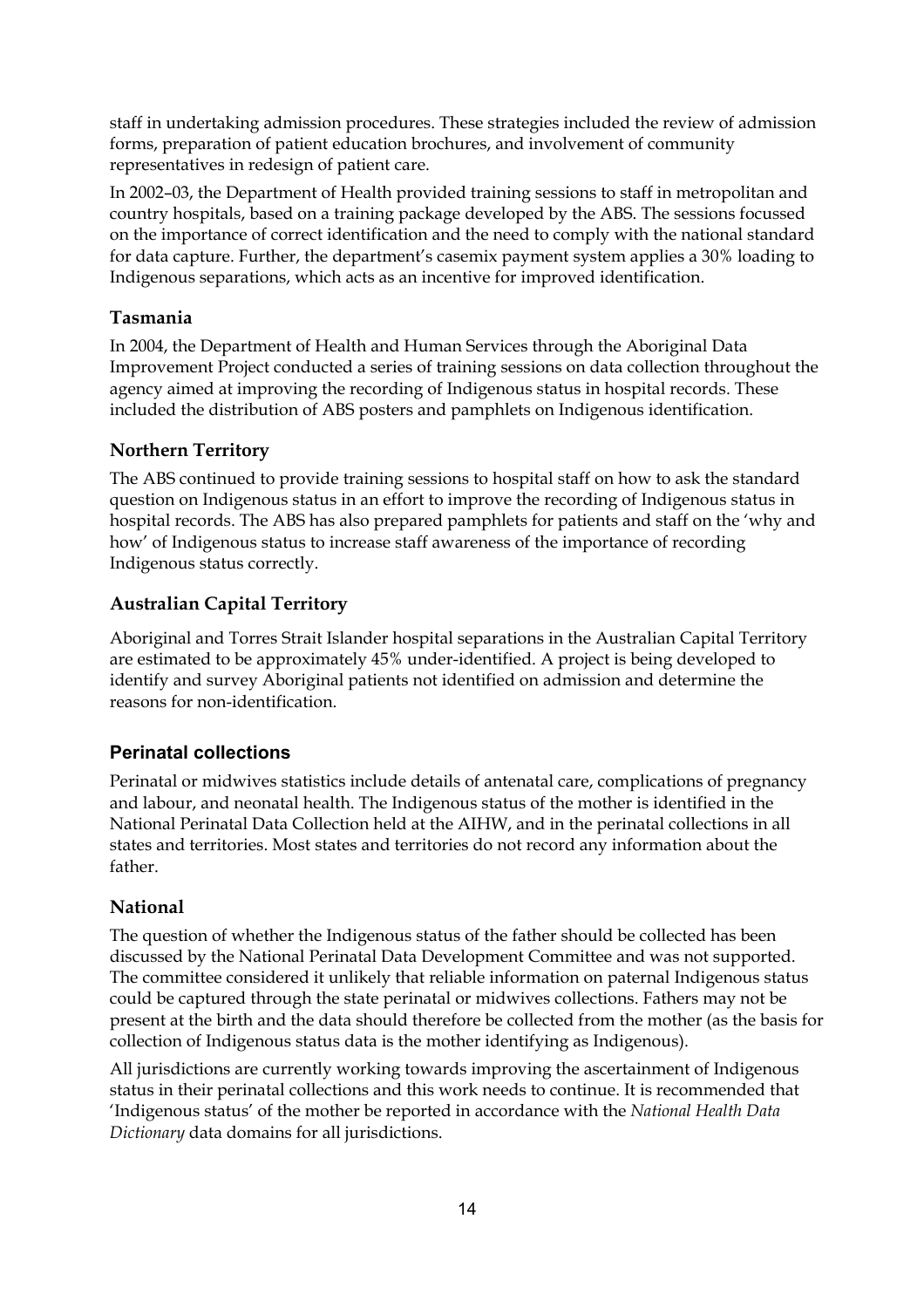staff in undertaking admission procedures. These strategies included the review of admission forms, preparation of patient education brochures, and involvement of community representatives in redesign of patient care.

In 2002–03, the Department of Health provided training sessions to staff in metropolitan and country hospitals, based on a training package developed by the ABS. The sessions focussed on the importance of correct identification and the need to comply with the national standard for data capture. Further, the department's casemix payment system applies a 30% loading to Indigenous separations, which acts as an incentive for improved identification.

### Tasmania

In 2004, the Department of Health and Human Services through the Aboriginal Data Improvement Project conducted a series of training sessions on data collection throughout the agency aimed at improving the recording of Indigenous status in hospital records. These included the distribution of ABS posters and pamphlets on Indigenous identification.

### Northern Territory

The ABS continued to provide training sessions to hospital staff on how to ask the standard question on Indigenous status in an effort to improve the recording of Indigenous status in hospital records. The ABS has also prepared pamphlets for patients and staff on the 'why and how' of Indigenous status to increase staff awareness of the importance of recording Indigenous status correctly.

### Australian Capital Territory

Aboriginal and Torres Strait Islander hospital separations in the Australian Capital Territory are estimated to be approximately 45% under-identified. A project is being developed to identify and survey Aboriginal patients not identified on admission and determine the reasons for non-identification.

## Perinatal collections

Perinatal or midwives statistics include details of antenatal care, complications of pregnancy and labour, and neonatal health. The Indigenous status of the mother is identified in the National Perinatal Data Collection held at the AIHW, and in the perinatal collections in all states and territories. Most states and territories do not record any information about the father.

### National

The question of whether the Indigenous status of the father should be collected has been discussed by the National Perinatal Data Development Committee and was not supported. The committee considered it unlikely that reliable information on paternal Indigenous status could be captured through the state perinatal or midwives collections. Fathers may not be present at the birth and the data should therefore be collected from the mother (as the basis for collection of Indigenous status data is the mother identifying as Indigenous).

All jurisdictions are currently working towards improving the ascertainment of Indigenous status in their perinatal collections and this work needs to continue. It is recommended that 'Indigenous status' of the mother be reported in accordance with the *National Health Data Dictionary* data domains for all jurisdictions.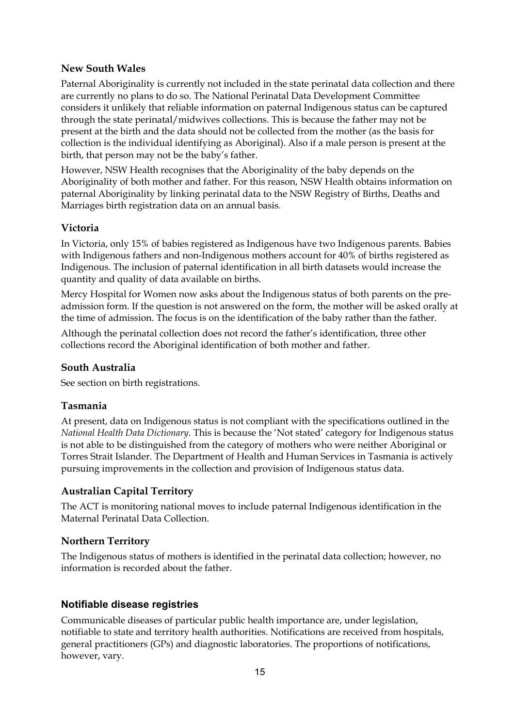### New South Wales

Paternal Aboriginality is currently not included in the state perinatal data collection and there are currently no plans to do so. The National Perinatal Data Development Committee considers it unlikely that reliable information on paternal Indigenous status can be captured through the state perinatal/midwives collections. This is because the father may not be present at the birth and the data should not be collected from the mother (as the basis for collection is the individual identifying as Aboriginal). Also if a male person is present at the birth, that person may not be the baby's father.

However, NSW Health recognises that the Aboriginality of the baby depends on the Aboriginality of both mother and father. For this reason, NSW Health obtains information on paternal Aboriginality by linking perinatal data to the NSW Registry of Births, Deaths and Marriages birth registration data on an annual basis.

### Victoria

In Victoria, only 15% of babies registered as Indigenous have two Indigenous parents. Babies with Indigenous fathers and non-Indigenous mothers account for 40% of births registered as Indigenous. The inclusion of paternal identification in all birth datasets would increase the quantity and quality of data available on births.

Mercy Hospital for Women now asks about the Indigenous status of both parents on the pre-admission form. If the question is not answered on the form, the mother will be asked orally at the time of admission. The focus is on the identification of the baby rather than the father.

Although the perinatal collection does not record the father's identification, three other collections record the Aboriginal identification of both mother and father.

### South Australia

See section on birth registrations.

### Tasmania

At present, data on Indigenous status is not compliant with the specifications outlined in the *National Health Data Dictionary*. This is because the 'Not stated' category for Indigenous status is not able to be distinguished from the category of mothers who were neither Aboriginal or Torres Strait Islander. The Department of Health and Human Services in Tasmania is actively pursuing improvements in the collection and provision of Indigenous status data.

### Australian Capital Territory

The ACT is monitoring national moves to include paternal Indigenous identification in the Maternal Perinatal Data Collection.

### Northern Territory

The Indigenous status of mothers is identified in the perinatal data collection; however, no information is recorded about the father.

## Notifiable disease registries

Communicable diseases of particular public health importance are, under legislation, notifiable to state and territory health authorities. Notifications are received from hospitals, general practitioners (GPs) and diagnostic laboratories. The proportions of notifications, however, vary.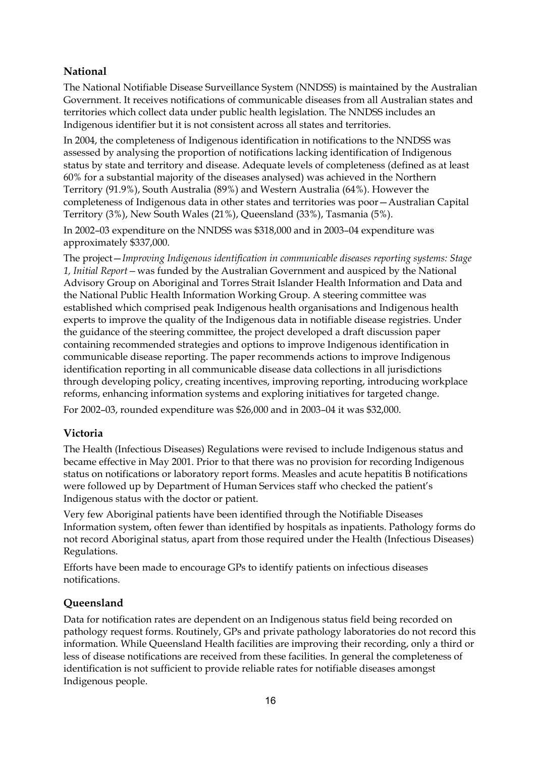## National

The National Notifiable Disease Surveillance System (NNDSS) is maintained by the Australian Government. It receives notifications of communicable diseases from all Australian states and territories which collect data under public health legislation. The NNDSS includes an Indigenous identifier but it is not consistent across all states and territories.

In 2004, the completeness of Indigenous identification in notifications to the NNDSS was assessed by analysing the proportion of notifications lacking identification of Indigenous status by state and territory and disease. Adequate levels of completeness (defined as at least 60% for a substantial majority of the diseases analysed) was achieved in the Northern Territory (91.9%), South Australia (89%) and Western Australia (64%). However the completeness of Indigenous data in other states and territories was poor—Australian Capital Territory (3%), New South Wales (21%), Queensland (33%), Tasmania (5%).

In 2002–03 expenditure on the NNDSS was $318,000 and in 2003–04 expenditure was approximately $337,000.

The project—*Improving Indigenous identification in communicable diseases reporting systems: Stage 1, Initial Report*—was funded by the Australian Government and auspiced by the National Advisory Group on Aboriginal and Torres Strait Islander Health Information and Data and the National Public Health Information Working Group. A steering committee was established which comprised peak Indigenous health organisations and Indigenous health experts to improve the quality of the Indigenous data in notifiable disease registries. Under the guidance of the steering committee, the project developed a draft discussion paper containing recommended strategies and options to improve Indigenous identification in communicable disease reporting. The paper recommends actions to improve Indigenous identification reporting in all communicable disease data collections in all jurisdictions through developing policy, creating incentives, improving reporting, introducing workplace reforms, enhancing information systems and exploring initiatives for targeted change.

For 2002–03, rounded expenditure was $26,000 and in 2003–04 it was $32,000.

## Victoria

The Health (Infectious Diseases) Regulations were revised to include Indigenous status and became effective in May 2001. Prior to that there was no provision for recording Indigenous status on notifications or laboratory report forms. Measles and acute hepatitis B notifications were followed up by Department of Human Services staff who checked the patient's Indigenous status with the doctor or patient.

Very few Aboriginal patients have been identified through the Notifiable Diseases Information system, often fewer than identified by hospitals as inpatients. Pathology forms do not record Aboriginal status, apart from those required under the Health (Infectious Diseases) Regulations.

Efforts have been made to encourage GPs to identify patients on infectious diseases notifications.

## Queensland

Data for notification rates are dependent on an Indigenous status field being recorded on pathology request forms. Routinely, GPs and private pathology laboratories do not record this information. While Queensland Health facilities are improving their recording, only a third or less of disease notifications are received from these facilities. In general the completeness of identification is not sufficient to provide reliable rates for notifiable diseases amongst Indigenous people.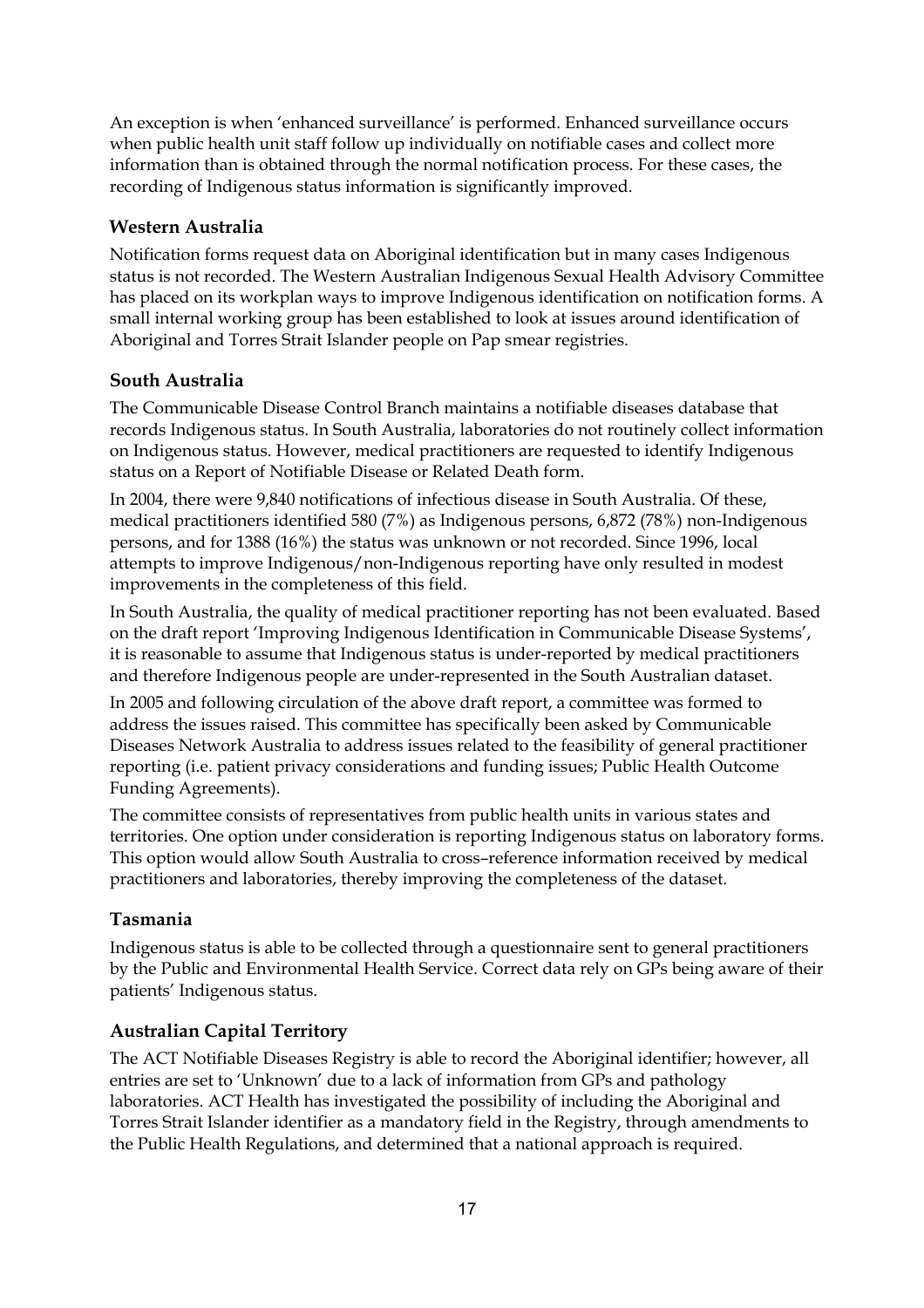An exception is when 'enhanced surveillance' is performed. Enhanced surveillance occurs when public health unit staff follow up individually on notifiable cases and collect more information than is obtained through the normal notification process. For these cases, the recording of Indigenous status information is significantly improved.

### Western Australia

Notification forms request data on Aboriginal identification but in many cases Indigenous status is not recorded. The Western Australian Indigenous Sexual Health Advisory Committee has placed on its workplan ways to improve Indigenous identification on notification forms. A small internal working group has been established to look at issues around identification of Aboriginal and Torres Strait Islander people on Pap smear registries.

### South Australia

The Communicable Disease Control Branch maintains a notifiable diseases database that records Indigenous status. In South Australia, laboratories do not routinely collect information on Indigenous status. However, medical practitioners are requested to identify Indigenous status on a Report of Notifiable Disease or Related Death form.

In 2004, there were 9,840 notifications of infectious disease in South Australia. Of these, medical practitioners identified 580 (7%) as Indigenous persons, 6,872 (78%) non-Indigenous persons, and for 1388 (16%) the status was unknown or not recorded. Since 1996, local attempts to improve Indigenous/non-Indigenous reporting have only resulted in modest improvements in the completeness of this field.

In South Australia, the quality of medical practitioner reporting has not been evaluated. Based on the draft report 'Improving Indigenous Identification in Communicable Disease Systems', it is reasonable to assume that Indigenous status is under-reported by medical practitioners and therefore Indigenous people are under-represented in the South Australian dataset.

In 2005 and following circulation of the above draft report, a committee was formed to address the issues raised. This committee has specifically been asked by Communicable Diseases Network Australia to address issues related to the feasibility of general practitioner reporting (i.e. patient privacy considerations and funding issues; Public Health Outcome Funding Agreements).

The committee consists of representatives from public health units in various states and territories. One option under consideration is reporting Indigenous status on laboratory forms. This option would allow South Australia to cross–reference information received by medical practitioners and laboratories, thereby improving the completeness of the dataset.

### Tasmania

Indigenous status is able to be collected through a questionnaire sent to general practitioners by the Public and Environmental Health Service. Correct data rely on GPs being aware of their patients' Indigenous status.

### Australian Capital Territory

The ACT Notifiable Diseases Registry is able to record the Aboriginal identifier; however, all entries are set to 'Unknown' due to a lack of information from GPs and pathology laboratories. ACT Health has investigated the possibility of including the Aboriginal and Torres Strait Islander identifier as a mandatory field in the Registry, through amendments to the Public Health Regulations, and determined that a national approach is required.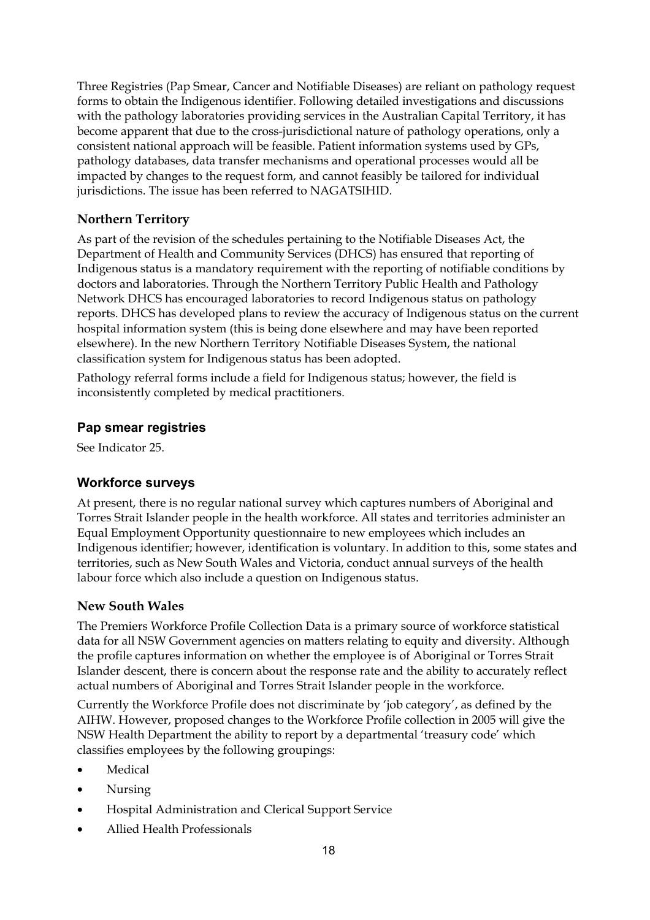Three Registries (Pap Smear, Cancer and Notifiable Diseases) are reliant on pathology request forms to obtain the Indigenous identifier. Following detailed investigations and discussions with the pathology laboratories providing services in the Australian Capital Territory, it has become apparent that due to the cross-jurisdictional nature of pathology operations, only a consistent national approach will be feasible. Patient information systems used by GPs, pathology databases, data transfer mechanisms and operational processes would all be impacted by changes to the request form, and cannot feasibly be tailored for individual jurisdictions. The issue has been referred to NAGATSIHID.

### Northern Territory

As part of the revision of the schedules pertaining to the Notifiable Diseases Act, the Department of Health and Community Services (DHCS) has ensured that reporting of Indigenous status is a mandatory requirement with the reporting of notifiable conditions by doctors and laboratories. Through the Northern Territory Public Health and Pathology Network DHCS has encouraged laboratories to record Indigenous status on pathology reports. DHCS has developed plans to review the accuracy of Indigenous status on the current hospital information system (this is being done elsewhere and may have been reported elsewhere). In the new Northern Territory Notifiable Diseases System, the national classification system for Indigenous status has been adopted.

Pathology referral forms include a field for Indigenous status; however, the field is inconsistently completed by medical practitioners.

## Pap smear registries

See Indicator 25.

## Workforce surveys

At present, there is no regular national survey which captures numbers of Aboriginal and Torres Strait Islander people in the health workforce. All states and territories administer an Equal Employment Opportunity questionnaire to new employees which includes an Indigenous identifier; however, identification is voluntary. In addition to this, some states and territories, such as New South Wales and Victoria, conduct annual surveys of the health labour force which also include a question on Indigenous status.

### New South Wales

The Premiers Workforce Profile Collection Data is a primary source of workforce statistical data for all NSW Government agencies on matters relating to equity and diversity. Although the profile captures information on whether the employee is of Aboriginal or Torres Strait Islander descent, there is concern about the response rate and the ability to accurately reflect actual numbers of Aboriginal and Torres Strait Islander people in the workforce.

Currently the Workforce Profile does not discriminate by 'job category', as defined by the AIHW. However, proposed changes to the Workforce Profile collection in 2005 will give the NSW Health Department the ability to report by a departmental 'treasury code' which classifies employees by the following groupings:

- Medical
- Nursing
- Hospital Administration and Clerical Support Service
- Allied Health Professionals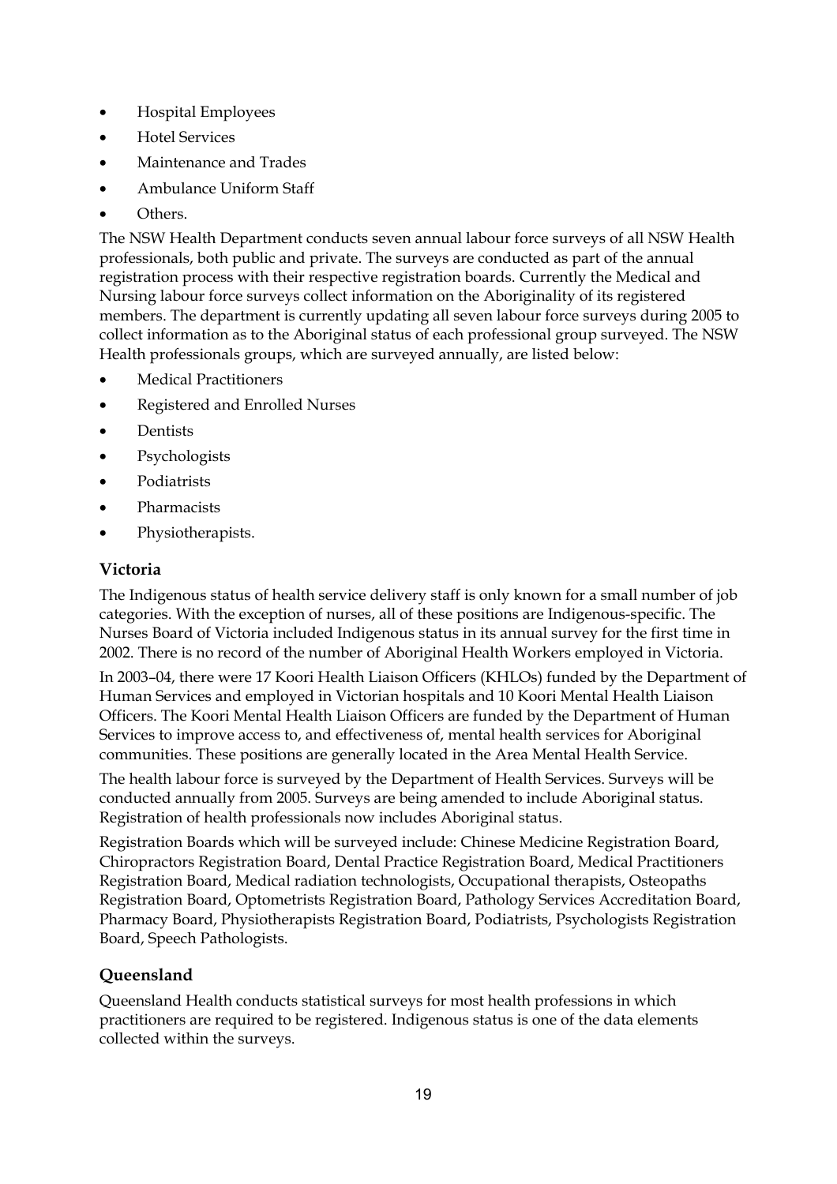- Hospital Employees
- Hotel Services
- Maintenance and Trades
- Ambulance Uniform Staff
- Others.

The NSW Health Department conducts seven annual labour force surveys of all NSW Health professionals, both public and private. The surveys are conducted as part of the annual registration process with their respective registration boards. Currently the Medical and Nursing labour force surveys collect information on the Aboriginality of its registered members. The department is currently updating all seven labour force surveys during 2005 to collect information as to the Aboriginal status of each professional group surveyed. The NSW Health professionals groups, which are surveyed annually, are listed below:

- Medical Practitioners
- Registered and Enrolled Nurses
- Dentists
- Psychologists
- Podiatrists
- Pharmacists
- Physiotherapists.

### Victoria

The Indigenous status of health service delivery staff is only known for a small number of job categories. With the exception of nurses, all of these positions are Indigenous-specific. The Nurses Board of Victoria included Indigenous status in its annual survey for the first time in 2002. There is no record of the number of Aboriginal Health Workers employed in Victoria.

In 2003–04, there were 17 Koori Health Liaison Officers (KHLOs) funded by the Department of Human Services and employed in Victorian hospitals and 10 Koori Mental Health Liaison Officers. The Koori Mental Health Liaison Officers are funded by the Department of Human Services to improve access to, and effectiveness of, mental health services for Aboriginal communities. These positions are generally located in the Area Mental Health Service.

The health labour force is surveyed by the Department of Health Services. Surveys will be conducted annually from 2005. Surveys are being amended to include Aboriginal status. Registration of health professionals now includes Aboriginal status.

Registration Boards which will be surveyed include: Chinese Medicine Registration Board, Chiropractors Registration Board, Dental Practice Registration Board, Medical Practitioners Registration Board, Medical radiation technologists, Occupational therapists, Osteopaths Registration Board, Optometrists Registration Board, Pathology Services Accreditation Board, Pharmacy Board, Physiotherapists Registration Board, Podiatrists, Psychologists Registration Board, Speech Pathologists.

### Queensland

Queensland Health conducts statistical surveys for most health professions in which practitioners are required to be registered. Indigenous status is one of the data elements collected within the surveys.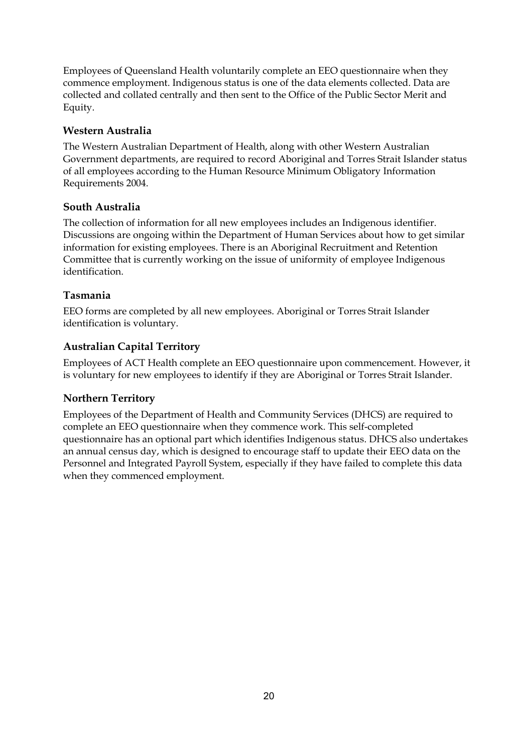Employees of Queensland Health voluntarily complete an EEO questionnaire when they commence employment. Indigenous status is one of the data elements collected. Data are collected and collated centrally and then sent to the Office of the Public Sector Merit and Equity.

### Western Australia

The Western Australian Department of Health, along with other Western Australian Government departments, are required to record Aboriginal and Torres Strait Islander status of all employees according to the Human Resource Minimum Obligatory Information Requirements 2004.

### South Australia

The collection of information for all new employees includes an Indigenous identifier. Discussions are ongoing within the Department of Human Services about how to get similar information for existing employees. There is an Aboriginal Recruitment and Retention Committee that is currently working on the issue of uniformity of employee Indigenous identification.

### Tasmania

EEO forms are completed by all new employees. Aboriginal or Torres Strait Islander identification is voluntary.

### Australian Capital Territory

Employees of ACT Health complete an EEO questionnaire upon commencement. However, it is voluntary for new employees to identify if they are Aboriginal or Torres Strait Islander.

### Northern Territory

Employees of the Department of Health and Community Services (DHCS) are required to complete an EEO questionnaire when they commence work. This self-completed questionnaire has an optional part which identifies Indigenous status. DHCS also undertakes an annual census day, which is designed to encourage staff to update their EEO data on the Personnel and Integrated Payroll System, especially if they have failed to complete this data when they commenced employment.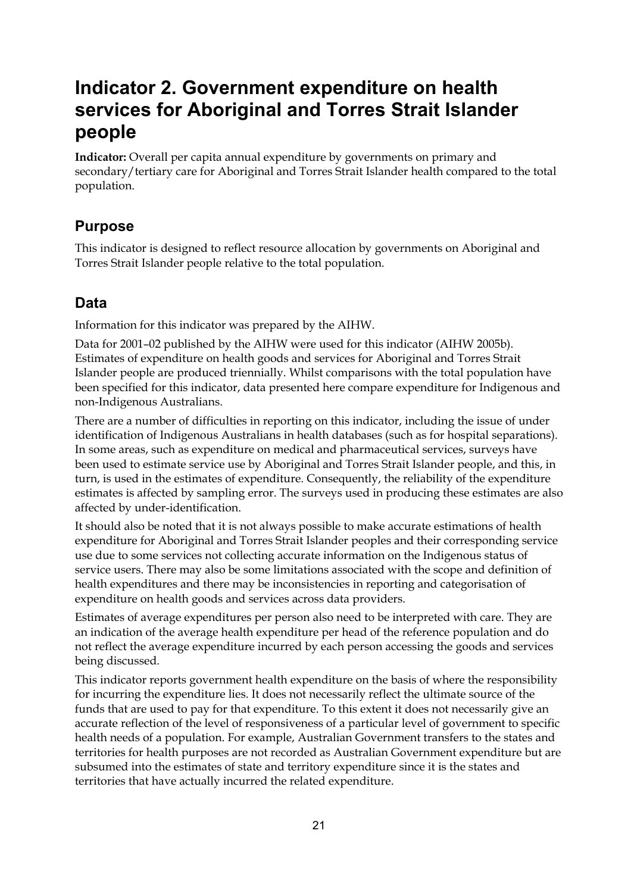# Indicator 2. Government expenditure on health services for Aboriginal and Torres Strait Islander people

**Indicator:** Overall per capita annual expenditure by governments on primary and secondary/tertiary care for Aboriginal and Torres Strait Islander health compared to the total population.

## Purpose

This indicator is designed to reflect resource allocation by governments on Aboriginal and Torres Strait Islander people relative to the total population.

## Data

Information for this indicator was prepared by the AIHW.

Data for 2001–02 published by the AIHW were used for this indicator (AIHW 2005b). Estimates of expenditure on health goods and services for Aboriginal and Torres Strait Islander people are produced triennially. Whilst comparisons with the total population have been specified for this indicator, data presented here compare expenditure for Indigenous and non-Indigenous Australians.

There are a number of difficulties in reporting on this indicator, including the issue of under identification of Indigenous Australians in health databases (such as for hospital separations). In some areas, such as expenditure on medical and pharmaceutical services, surveys have been used to estimate service use by Aboriginal and Torres Strait Islander people, and this, in turn, is used in the estimates of expenditure. Consequently, the reliability of the expenditure estimates is affected by sampling error. The surveys used in producing these estimates are also affected by under-identification.

It should also be noted that it is not always possible to make accurate estimations of health expenditure for Aboriginal and Torres Strait Islander peoples and their corresponding service use due to some services not collecting accurate information on the Indigenous status of service users. There may also be some limitations associated with the scope and definition of health expenditures and there may be inconsistencies in reporting and categorisation of expenditure on health goods and services across data providers.

Estimates of average expenditures per person also need to be interpreted with care. They are an indication of the average health expenditure per head of the reference population and do not reflect the average expenditure incurred by each person accessing the goods and services being discussed.

This indicator reports government health expenditure on the basis of where the responsibility for incurring the expenditure lies. It does not necessarily reflect the ultimate source of the funds that are used to pay for that expenditure. To this extent it does not necessarily give an accurate reflection of the level of responsiveness of a particular level of government to specific health needs of a population. For example, Australian Government transfers to the states and territories for health purposes are not recorded as Australian Government expenditure but are subsumed into the estimates of state and territory expenditure since it is the states and territories that have actually incurred the related expenditure.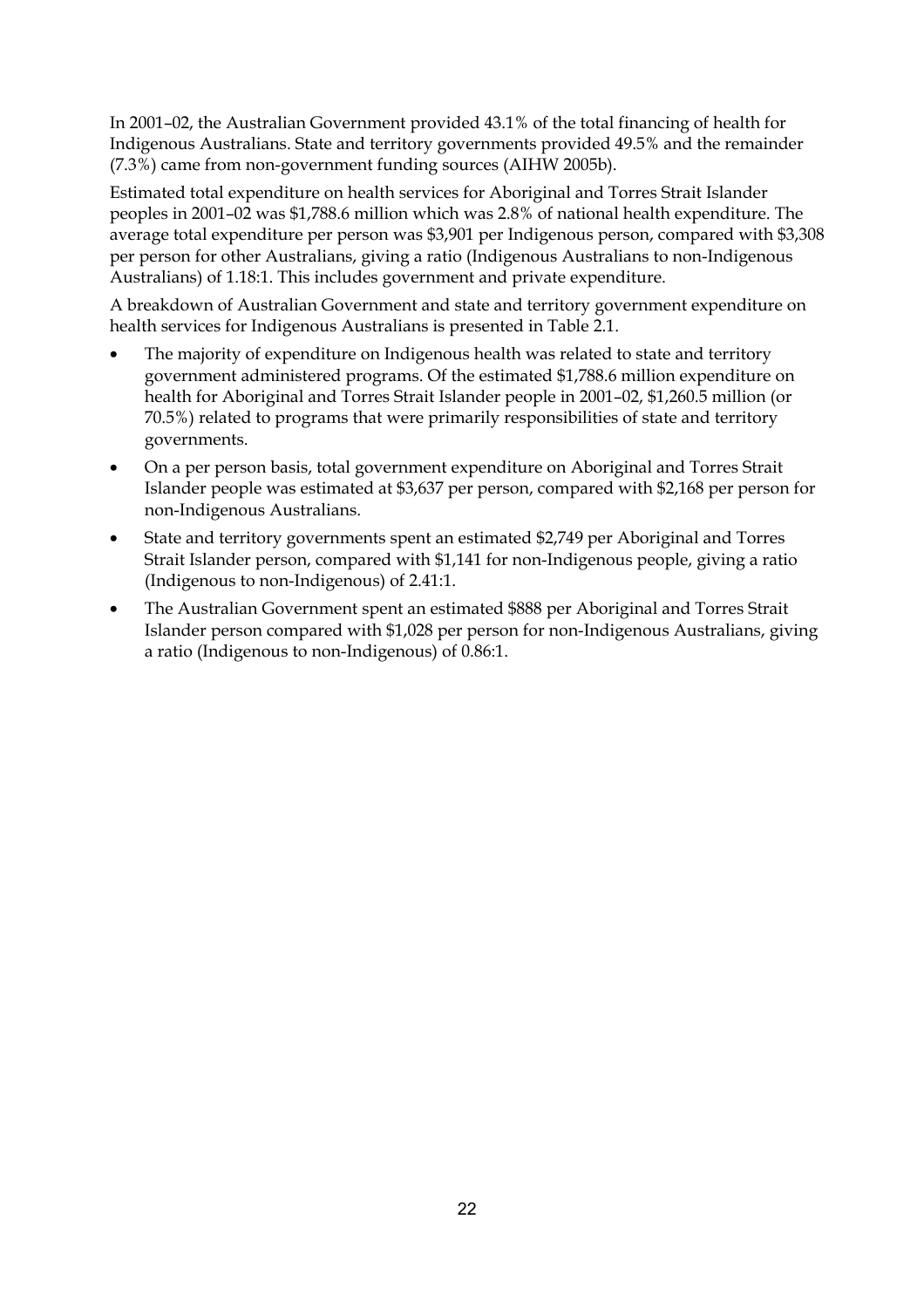In 2001–02, the Australian Government provided 43.1% of the total financing of health for Indigenous Australians. State and territory governments provided 49.5% and the remainder (7.3%) came from non-government funding sources (AIHW 2005b).

Estimated total expenditure on health services for Aboriginal and Torres Strait Islander peoples in 2001–02 was $1,788.6 million which was 2.8% of national health expenditure. The average total expenditure per person was $3,901 per Indigenous person, compared with $3,308 per person for other Australians, giving a ratio (Indigenous Australians to non-Indigenous Australians) of 1.18:1. This includes government and private expenditure.

A breakdown of Australian Government and state and territory government expenditure on health services for Indigenous Australians is presented in Table 2.1.

- The majority of expenditure on Indigenous health was related to state and territory government administered programs. Of the estimated $1,788.6 million expenditure on health for Aboriginal and Torres Strait Islander people in 2001–02, $1,260.5 million (or 70.5%) related to programs that were primarily responsibilities of state and territory governments.
- On a per person basis, total government expenditure on Aboriginal and Torres Strait Islander people was estimated at $3,637 per person, compared with $2,168 per person for non-Indigenous Australians.
- State and territory governments spent an estimated $2,749 per Aboriginal and Torres Strait Islander person, compared with $1,141 for non-Indigenous people, giving a ratio (Indigenous to non-Indigenous) of 2.41:1.
- The Australian Government spent an estimated $888 per Aboriginal and Torres Strait Islander person compared with $1,028 per person for non-Indigenous Australians, giving a ratio (Indigenous to non-Indigenous) of 0.86:1.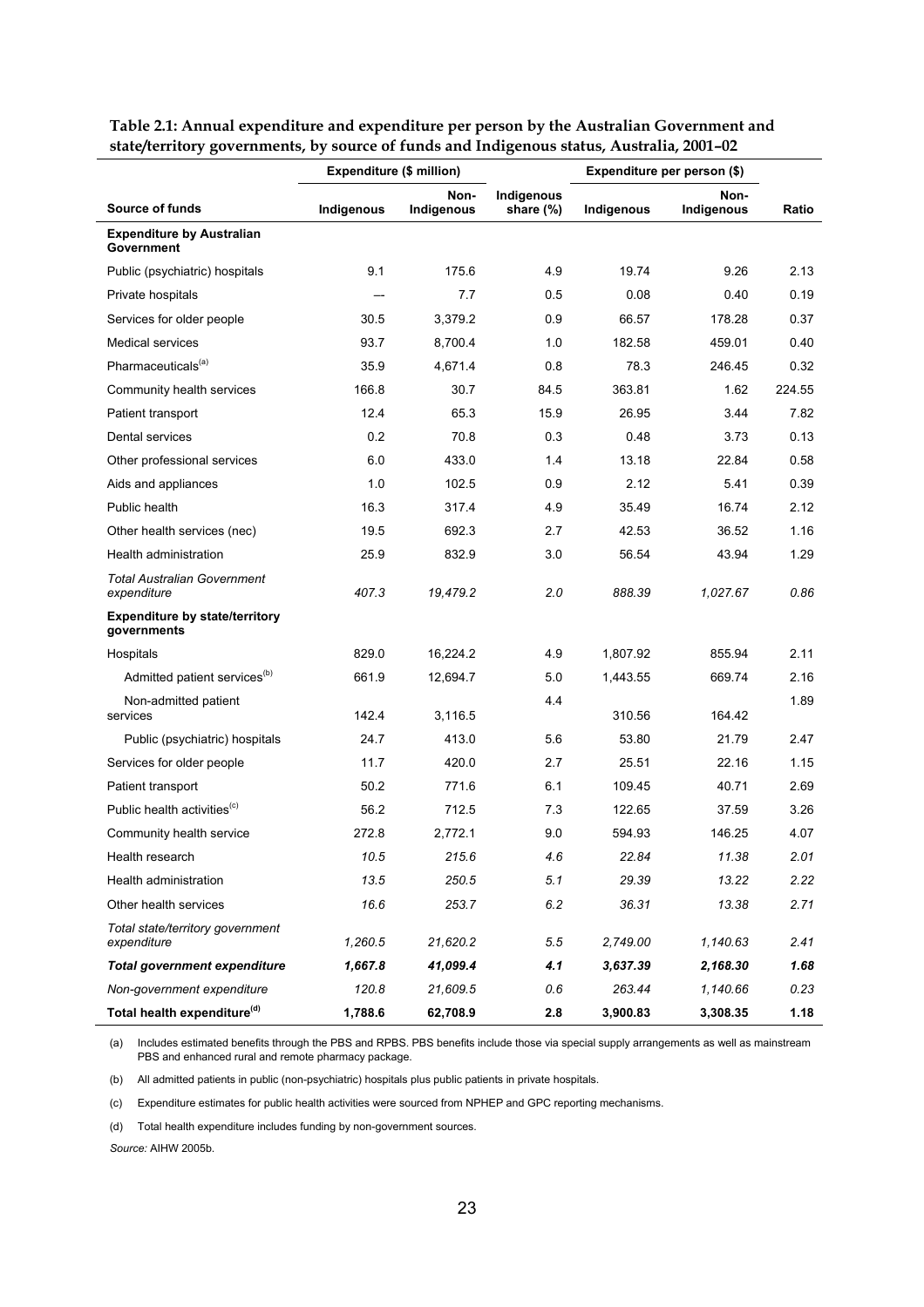**Table 2.1: Annual expenditure and expenditure per person by the Australian Government and state/territory governments, by source of funds and Indigenous status, Australia, 2001–02**

| | Expenditure ($ million) | | | Expenditure per person ($) | | |
|---|---|---|---|---|---|---|
| **Source of funds** | **Indigenous** | **Non-Indigenous** | **Indigenous share (%)** | **Indigenous** | **Non-Indigenous** | **Ratio** |
| **Expenditure by Australian Government** | | | | | | |
| Public (psychiatric) hospitals | 9.1 | 175.6 | 4.9 | 19.74 | 9.26 | 2.13 |
| Private hospitals | — | 7.7 | 0.5 | 0.08 | 0.40 | 0.19 |
| Services for older people | 30.5 | 3,379.2 | 0.9 | 66.57 | 178.28 | 0.37 |
| Medical services | 93.7 | 8,700.4 | 1.0 | 182.58 | 459.01 | 0.40 |
| Pharmaceuticals[(a)] | 35.9 | 4,671.4 | 0.8 | 78.3 | 246.45 | 0.32 |
| Community health services | 166.8 | 30.7 | 84.5 | 363.81 | 1.62 | 224.55 |
| Patient transport | 12.4 | 65.3 | 15.9 | 26.95 | 3.44 | 7.82 |
| Dental services | 0.2 | 70.8 | 0.3 | 0.48 | 3.73 | 0.13 |
| Other professional services | 6.0 | 433.0 | 1.4 | 13.18 | 22.84 | 0.58 |
| Aids and appliances | 1.0 | 102.5 | 0.9 | 2.12 | 5.41 | 0.39 |
| Public health | 16.3 | 317.4 | 4.9 | 35.49 | 16.74 | 2.12 |
| Other health services (nec) | 19.5 | 692.3 | 2.7 | 42.53 | 36.52 | 1.16 |
| Health administration | 25.9 | 832.9 | 3.0 | 56.54 | 43.94 | 1.29 |
| *Total Australian Government expenditure* | *407.3* | *19,479.2* | *2.0* | *888.39* | *1,027.67* | *0.86* |
| **Expenditure by state/territory governments** | | | | | | |
| Hospitals | 829.0 | 16,224.2 | 4.9 | 1,807.92 | 855.94 | 2.11 |
| Admitted patient services[(b)] | 661.9 | 12,694.7 | 5.0 | 1,443.55 | 669.74 | 2.16 |
| Non-admitted patient services | 142.4 | 3,116.5 | 4.4 | 310.56 | 164.42 | 1.89 |
| Public (psychiatric) hospitals | 24.7 | 413.0 | 5.6 | 53.80 | 21.79 | 2.47 |
| Services for older people | 11.7 | 420.0 | 2.7 | 25.51 | 22.16 | 1.15 |
| Patient transport | 50.2 | 771.6 | 6.1 | 109.45 | 40.71 | 2.69 |
| Public health activities[(c)] | 56.2 | 712.5 | 7.3 | 122.65 | 37.59 | 3.26 |
| Community health service | 272.8 | 2,772.1 | 9.0 | 594.93 | 146.25 | 4.07 |
| Health research | *10.5* | *215.6* | *4.6* | *22.84* | *11.38* | *2.01* |
| Health administration | *13.5* | *250.5* | *5.1* | *29.39* | *13.22* | *2.22* |
| Other health services | *16.6* | *253.7* | *6.2* | *36.31* | *13.38* | *2.71* |
| *Total state/territory government expenditure* | *1,260.5* | *21,620.2* | *5.5* | *2,749.00* | *1,140.63* | *2.41* |
| ***Total government expenditure*** | ***1,667.8*** | ***41,099.4*** | ***4.1*** | ***3,637.39*** | ***2,168.30*** | ***1.68*** |
| *Non-government expenditure* | *120.8* | *21,609.5* | *0.6* | *263.44* | *1,140.66* | *0.23* |
| **Total health expenditure[(d)]** | **1,788.6** | **62,708.9** | **2.8** | **3,900.83** | **3,308.35** | **1.18** |

(a) Includes estimated benefits through the PBS and RPBS. PBS benefits include those via special supply arrangements as well as mainstream PBS and enhanced rural and remote pharmacy package.

(b) All admitted patients in public (non-psychiatric) hospitals plus public patients in private hospitals.

(c) Expenditure estimates for public health activities were sourced from NPHEP and GPC reporting mechanisms.

(d) Total health expenditure includes funding by non-government sources.

*Source:* AIHW 2005b.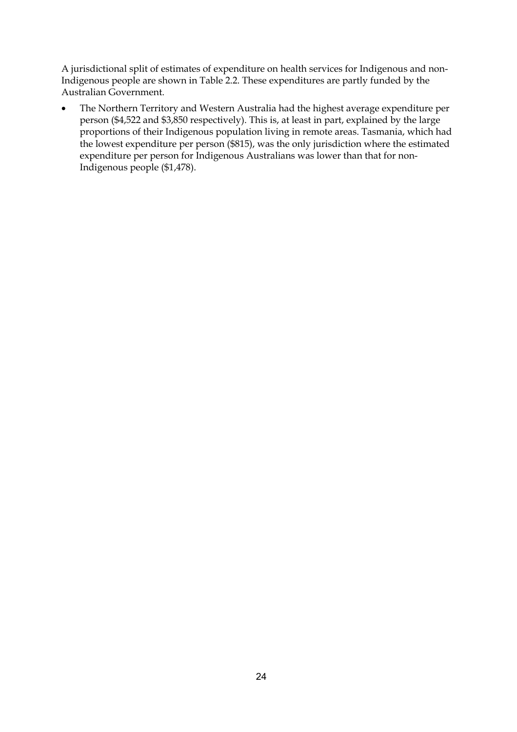A jurisdictional split of estimates of expenditure on health services for Indigenous and non-Indigenous people are shown in Table 2.2. These expenditures are partly funded by the Australian Government.

- The Northern Territory and Western Australia had the highest average expenditure per person ($4,522 and $3,850 respectively). This is, at least in part, explained by the large proportions of their Indigenous population living in remote areas. Tasmania, which had the lowest expenditure per person ($815), was the only jurisdiction where the estimated expenditure per person for Indigenous Australians was lower than that for non-Indigenous people ($1,478).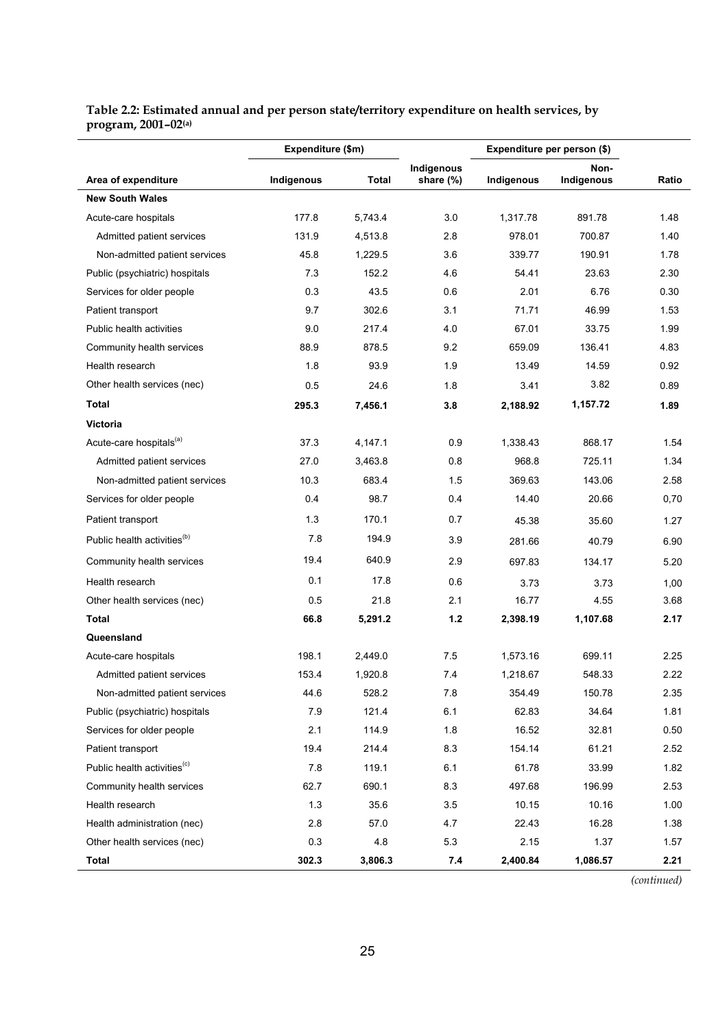**Table 2.2: Estimated annual and per person state/territory expenditure on health services, by program, 2001–02[(a)]**

| | Expenditure ($m) | | | Expenditure per person ($) | | |
|---|---|---|---|---|---|---|
| Area of expenditure | Indigenous | Total | Indigenous share (%) | Indigenous | Non-Indigenous | Ratio |
| **New South Wales** | | | | | | |
| Acute-care hospitals | 177.8 | 5,743.4 | 3.0 | 1,317.78 | 891.78 | 1.48 |
| Admitted patient services | 131.9 | 4,513.8 | 2.8 | 978.01 | 700.87 | 1.40 |
| Non-admitted patient services | 45.8 | 1,229.5 | 3.6 | 339.77 | 190.91 | 1.78 |
| Public (psychiatric) hospitals | 7.3 | 152.2 | 4.6 | 54.41 | 23.63 | 2.30 |
| Services for older people | 0.3 | 43.5 | 0.6 | 2.01 | 6.76 | 0.30 |
| Patient transport | 9.7 | 302.6 | 3.1 | 71.71 | 46.99 | 1.53 |
| Public health activities | 9.0 | 217.4 | 4.0 | 67.01 | 33.75 | 1.99 |
| Community health services | 88.9 | 878.5 | 9.2 | 659.09 | 136.41 | 4.83 |
| Health research | 1.8 | 93.9 | 1.9 | 13.49 | 14.59 | 0.92 |
| Other health services (nec) | 0.5 | 24.6 | 1.8 | 3.41 | 3.82 | 0.89 |
| **Total** | **295.3** | **7,456.1** | **3.8** | **2,188.92** | **1,157.72** | **1.89** |
| **Victoria** | | | | | | |
| Acute-care hospitals[(a)] | 37.3 | 4,147.1 | 0.9 | 1,338.43 | 868.17 | 1.54 |
| Admitted patient services | 27.0 | 3,463.8 | 0.8 | 968.8 | 725.11 | 1.34 |
| Non-admitted patient services | 10.3 | 683.4 | 1.5 | 369.63 | 143.06 | 2.58 |
| Services for older people | 0.4 | 98.7 | 0.4 | 14.40 | 20.66 | 0,70 |
| Patient transport | 1.3 | 170.1 | 0.7 | 45.38 | 35.60 | 1.27 |
| Public health activities[(b)] | 7.8 | 194.9 | 3.9 | 281.66 | 40.79 | 6.90 |
| Community health services | 19.4 | 640.9 | 2.9 | 697.83 | 134.17 | 5.20 |
| Health research | 0.1 | 17.8 | 0.6 | 3.73 | 3.73 | 1,00 |
| Other health services (nec) | 0.5 | 21.8 | 2.1 | 16.77 | 4.55 | 3.68 |
| **Total** | **66.8** | **5,291.2** | **1.2** | **2,398.19** | **1,107.68** | **2.17** |
| **Queensland** | | | | | | |
| Acute-care hospitals | 198.1 | 2,449.0 | 7.5 | 1,573.16 | 699.11 | 2.25 |
| Admitted patient services | 153.4 | 1,920.8 | 7.4 | 1,218.67 | 548.33 | 2.22 |
| Non-admitted patient services | 44.6 | 528.2 | 7.8 | 354.49 | 150.78 | 2.35 |
| Public (psychiatric) hospitals | 7.9 | 121.4 | 6.1 | 62.83 | 34.64 | 1.81 |
| Services for older people | 2.1 | 114.9 | 1.8 | 16.52 | 32.81 | 0.50 |
| Patient transport | 19.4 | 214.4 | 8.3 | 154.14 | 61.21 | 2.52 |
| Public health activities[(c)] | 7.8 | 119.1 | 6.1 | 61.78 | 33.99 | 1.82 |
| Community health services | 62.7 | 690.1 | 8.3 | 497.68 | 196.99 | 2.53 |
| Health research | 1.3 | 35.6 | 3.5 | 10.15 | 10.16 | 1.00 |
| Health administration (nec) | 2.8 | 57.0 | 4.7 | 22.43 | 16.28 | 1.38 |
| Other health services (nec) | 0.3 | 4.8 | 5.3 | 2.15 | 1.37 | 1.57 |
| **Total** | **302.3** | **3,806.3** | **7.4** | **2,400.84** | **1,086.57** | **2.21** |

*(continued)*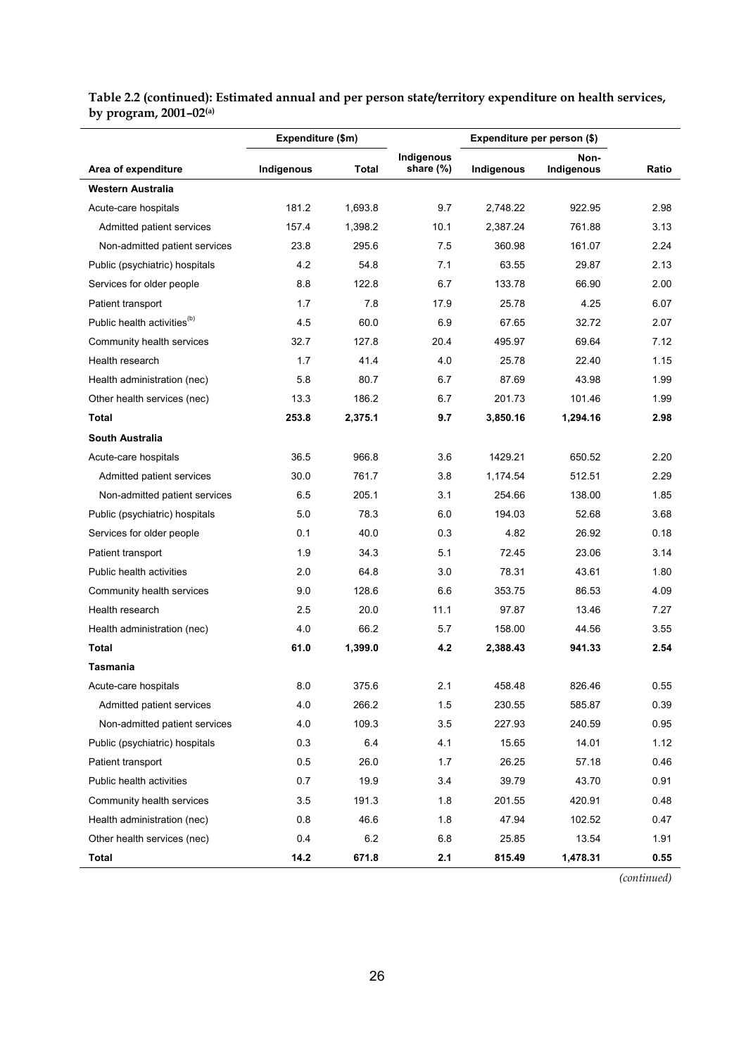**Table 2.2 (continued): Estimated annual and per person state/territory expenditure on health services, by program, 2001–02[(a)]**

| | Expenditure ($m) | | | Expenditure per person ($) | | |
|---|---|---|---|---|---|---|
| Area of expenditure | Indigenous | Total | Indigenous share (%) | Indigenous | Non-Indigenous | Ratio |
| **Western Australia** | | | | | | |
| Acute-care hospitals | 181.2 | 1,693.8 | 9.7 | 2,748.22 | 922.95 | 2.98 |
| Admitted patient services | 157.4 | 1,398.2 | 10.1 | 2,387.24 | 761.88 | 3.13 |
| Non-admitted patient services | 23.8 | 295.6 | 7.5 | 360.98 | 161.07 | 2.24 |
| Public (psychiatric) hospitals | 4.2 | 54.8 | 7.1 | 63.55 | 29.87 | 2.13 |
| Services for older people | 8.8 | 122.8 | 6.7 | 133.78 | 66.90 | 2.00 |
| Patient transport | 1.7 | 7.8 | 17.9 | 25.78 | 4.25 | 6.07 |
| Public health activities[(b)] | 4.5 | 60.0 | 6.9 | 67.65 | 32.72 | 2.07 |
| Community health services | 32.7 | 127.8 | 20.4 | 495.97 | 69.64 | 7.12 |
| Health research | 1.7 | 41.4 | 4.0 | 25.78 | 22.40 | 1.15 |
| Health administration (nec) | 5.8 | 80.7 | 6.7 | 87.69 | 43.98 | 1.99 |
| Other health services (nec) | 13.3 | 186.2 | 6.7 | 201.73 | 101.46 | 1.99 |
| **Total** | **253.8** | **2,375.1** | **9.7** | **3,850.16** | **1,294.16** | **2.98** |
| **South Australia** | | | | | | |
| Acute-care hospitals | 36.5 | 966.8 | 3.6 | 1429.21 | 650.52 | 2.20 |
| Admitted patient services | 30.0 | 761.7 | 3.8 | 1,174.54 | 512.51 | 2.29 |
| Non-admitted patient services | 6.5 | 205.1 | 3.1 | 254.66 | 138.00 | 1.85 |
| Public (psychiatric) hospitals | 5.0 | 78.3 | 6.0 | 194.03 | 52.68 | 3.68 |
| Services for older people | 0.1 | 40.0 | 0.3 | 4.82 | 26.92 | 0.18 |
| Patient transport | 1.9 | 34.3 | 5.1 | 72.45 | 23.06 | 3.14 |
| Public health activities | 2.0 | 64.8 | 3.0 | 78.31 | 43.61 | 1.80 |
| Community health services | 9.0 | 128.6 | 6.6 | 353.75 | 86.53 | 4.09 |
| Health research | 2.5 | 20.0 | 11.1 | 97.87 | 13.46 | 7.27 |
| Health administration (nec) | 4.0 | 66.2 | 5.7 | 158.00 | 44.56 | 3.55 |
| **Total** | **61.0** | **1,399.0** | **4.2** | **2,388.43** | **941.33** | **2.54** |
| **Tasmania** | | | | | | |
| Acute-care hospitals | 8.0 | 375.6 | 2.1 | 458.48 | 826.46 | 0.55 |
| Admitted patient services | 4.0 | 266.2 | 1.5 | 230.55 | 585.87 | 0.39 |
| Non-admitted patient services | 4.0 | 109.3 | 3.5 | 227.93 | 240.59 | 0.95 |
| Public (psychiatric) hospitals | 0.3 | 6.4 | 4.1 | 15.65 | 14.01 | 1.12 |
| Patient transport | 0.5 | 26.0 | 1.7 | 26.25 | 57.18 | 0.46 |
| Public health activities | 0.7 | 19.9 | 3.4 | 39.79 | 43.70 | 0.91 |
| Community health services | 3.5 | 191.3 | 1.8 | 201.55 | 420.91 | 0.48 |
| Health administration (nec) | 0.8 | 46.6 | 1.8 | 47.94 | 102.52 | 0.47 |
| Other health services (nec) | 0.4 | 6.2 | 6.8 | 25.85 | 13.54 | 1.91 |
| **Total** | **14.2** | **671.8** | **2.1** | **815.49** | **1,478.31** | **0.55** |

*(continued)*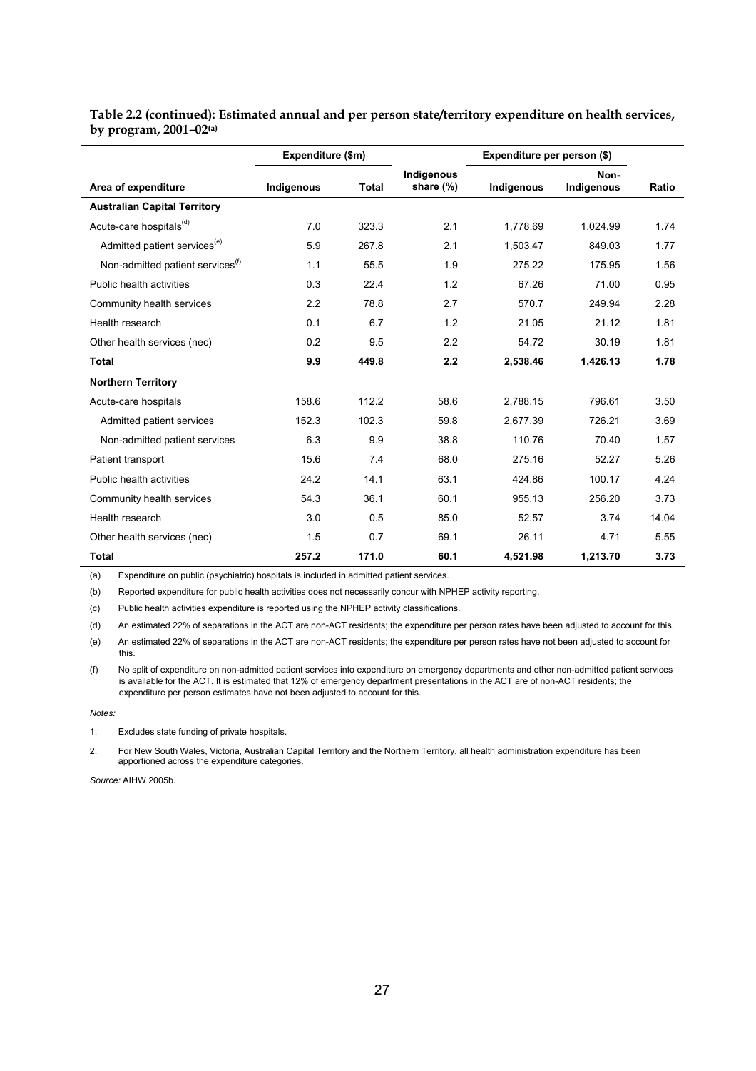**Table 2.2 (continued): Estimated annual and per person state/territory expenditure on health services, by program, 2001–02[(a)]**

| | Expenditure ($m) | | | Expenditure per person ($) | | |
|---|---|---|---|---|---|---|
| **Area of expenditure** | **Indigenous** | **Total** | **Indigenous share (%)** | **Indigenous** | **Non-Indigenous** | **Ratio** |
| **Australian Capital Territory** | | | | | | |
| Acute-care hospitals[(d)] | 7.0 | 323.3 | 2.1 | 1,778.69 | 1,024.99 | 1.74 |
| Admitted patient services[(e)] | 5.9 | 267.8 | 2.1 | 1,503.47 | 849.03 | 1.77 |
| Non-admitted patient services[(f)] | 1.1 | 55.5 | 1.9 | 275.22 | 175.95 | 1.56 |
| Public health activities | 0.3 | 22.4 | 1.2 | 67.26 | 71.00 | 0.95 |
| Community health services | 2.2 | 78.8 | 2.7 | 570.7 | 249.94 | 2.28 |
| Health research | 0.1 | 6.7 | 1.2 | 21.05 | 21.12 | 1.81 |
| Other health services (nec) | 0.2 | 9.5 | 2.2 | 54.72 | 30.19 | 1.81 |
| **Total** | **9.9** | **449.8** | **2.2** | **2,538.46** | **1,426.13** | **1.78** |
| **Northern Territory** | | | | | | |
| Acute-care hospitals | 158.6 | 112.2 | 58.6 | 2,788.15 | 796.61 | 3.50 |
| Admitted patient services | 152.3 | 102.3 | 59.8 | 2,677.39 | 726.21 | 3.69 |
| Non-admitted patient services | 6.3 | 9.9 | 38.8 | 110.76 | 70.40 | 1.57 |
| Patient transport | 15.6 | 7.4 | 68.0 | 275.16 | 52.27 | 5.26 |
| Public health activities | 24.2 | 14.1 | 63.1 | 424.86 | 100.17 | 4.24 |
| Community health services | 54.3 | 36.1 | 60.1 | 955.13 | 256.20 | 3.73 |
| Health research | 3.0 | 0.5 | 85.0 | 52.57 | 3.74 | 14.04 |
| Other health services (nec) | 1.5 | 0.7 | 69.1 | 26.11 | 4.71 | 5.55 |
| **Total** | **257.2** | **171.0** | **60.1** | **4,521.98** | **1,213.70** | **3.73** |

(a) Expenditure on public (psychiatric) hospitals is included in admitted patient services.

(b) Reported expenditure for public health activities does not necessarily concur with NPHEP activity reporting.

(c) Public health activities expenditure is reported using the NPHEP activity classifications.

(d) An estimated 22% of separations in the ACT are non-ACT residents; the expenditure per person rates have been adjusted to account for this.

(e) An estimated 22% of separations in the ACT are non-ACT residents; the expenditure per person rates have not been adjusted to account for this.

(f) No split of expenditure on non-admitted patient services into expenditure on emergency departments and other non-admitted patient services is available for the ACT. It is estimated that 12% of emergency department presentations in the ACT are of non-ACT residents; the expenditure per person estimates have not been adjusted to account for this.

*Notes:*

1. Excludes state funding of private hospitals.

2. For New South Wales, Victoria, Australian Capital Territory and the Northern Territory, all health administration expenditure has been apportioned across the expenditure categories.

*Source:* AIHW 2005b.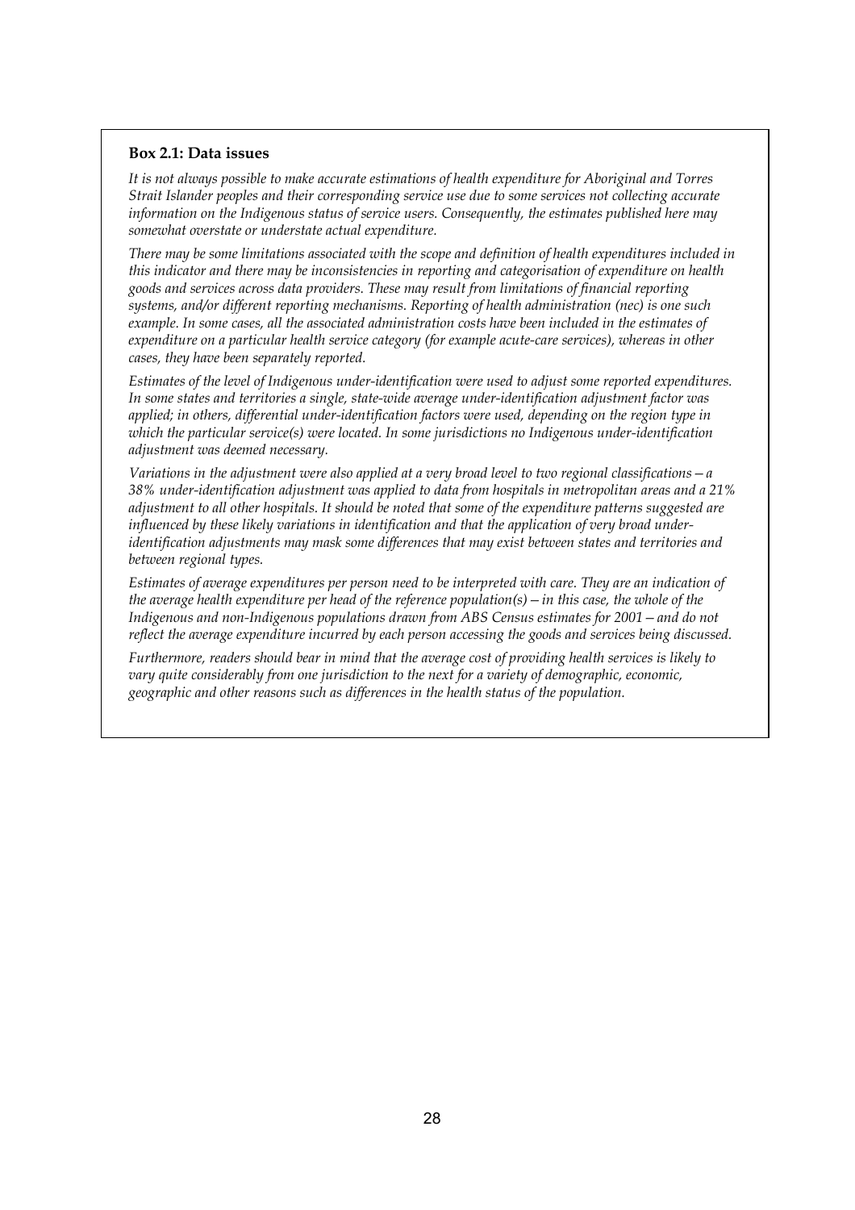**Box 2.1: Data issues**

*It is not always possible to make accurate estimations of health expenditure for Aboriginal and Torres Strait Islander peoples and their corresponding service use due to some services not collecting accurate information on the Indigenous status of service users. Consequently, the estimates published here may somewhat overstate or understate actual expenditure.*

*There may be some limitations associated with the scope and definition of health expenditures included in this indicator and there may be inconsistencies in reporting and categorisation of expenditure on health goods and services across data providers. These may result from limitations of financial reporting systems, and/or different reporting mechanisms. Reporting of health administration (nec) is one such example. In some cases, all the associated administration costs have been included in the estimates of expenditure on a particular health service category (for example acute-care services), whereas in other cases, they have been separately reported.*

*Estimates of the level of Indigenous under-identification were used to adjust some reported expenditures. In some states and territories a single, state-wide average under-identification adjustment factor was applied; in others, differential under-identification factors were used, depending on the region type in which the particular service(s) were located. In some jurisdictions no Indigenous under-identification adjustment was deemed necessary.*

*Variations in the adjustment were also applied at a very broad level to two regional classifications—a 38% under-identification adjustment was applied to data from hospitals in metropolitan areas and a 21% adjustment to all other hospitals. It should be noted that some of the expenditure patterns suggested are influenced by these likely variations in identification and that the application of very broad under-identification adjustments may mask some differences that may exist between states and territories and between regional types.*

*Estimates of average expenditures per person need to be interpreted with care. They are an indication of the average health expenditure per head of the reference population(s)—in this case, the whole of the Indigenous and non-Indigenous populations drawn from ABS Census estimates for 2001—and do not reflect the average expenditure incurred by each person accessing the goods and services being discussed.*

*Furthermore, readers should bear in mind that the average cost of providing health services is likely to vary quite considerably from one jurisdiction to the next for a variety of demographic, economic, geographic and other reasons such as differences in the health status of the population.*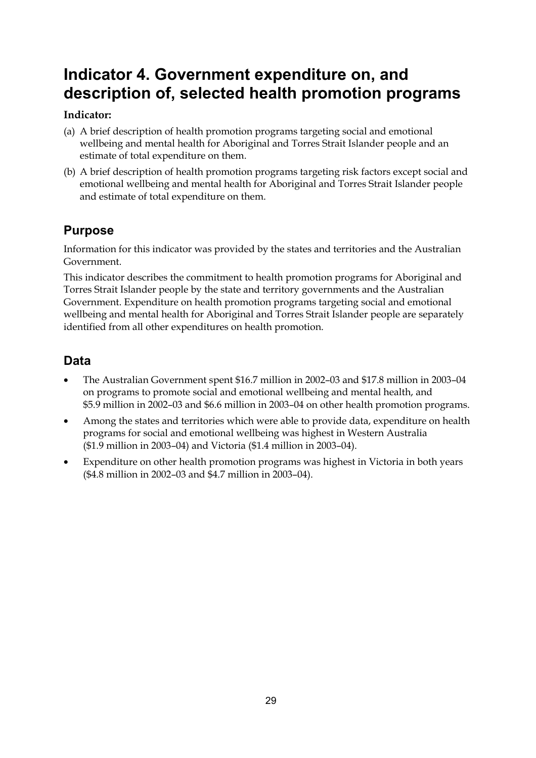# Indicator 4. Government expenditure on, and description of, selected health promotion programs

**Indicator:**

(a) A brief description of health promotion programs targeting social and emotional wellbeing and mental health for Aboriginal and Torres Strait Islander people and an estimate of total expenditure on them.

(b) A brief description of health promotion programs targeting risk factors except social and emotional wellbeing and mental health for Aboriginal and Torres Strait Islander people and estimate of total expenditure on them.

## Purpose

Information for this indicator was provided by the states and territories and the Australian Government.

This indicator describes the commitment to health promotion programs for Aboriginal and Torres Strait Islander people by the state and territory governments and the Australian Government. Expenditure on health promotion programs targeting social and emotional wellbeing and mental health for Aboriginal and Torres Strait Islander people are separately identified from all other expenditures on health promotion.

## Data

- The Australian Government spent $16.7 million in 2002–03 and $17.8 million in 2003–04 on programs to promote social and emotional wellbeing and mental health, and $5.9 million in 2002–03 and $6.6 million in 2003–04 on other health promotion programs.
- Among the states and territories which were able to provide data, expenditure on health programs for social and emotional wellbeing was highest in Western Australia ($1.9 million in 2003–04) and Victoria ($1.4 million in 2003–04).
- Expenditure on other health promotion programs was highest in Victoria in both years ($4.8 million in 2002–03 and $4.7 million in 2003–04).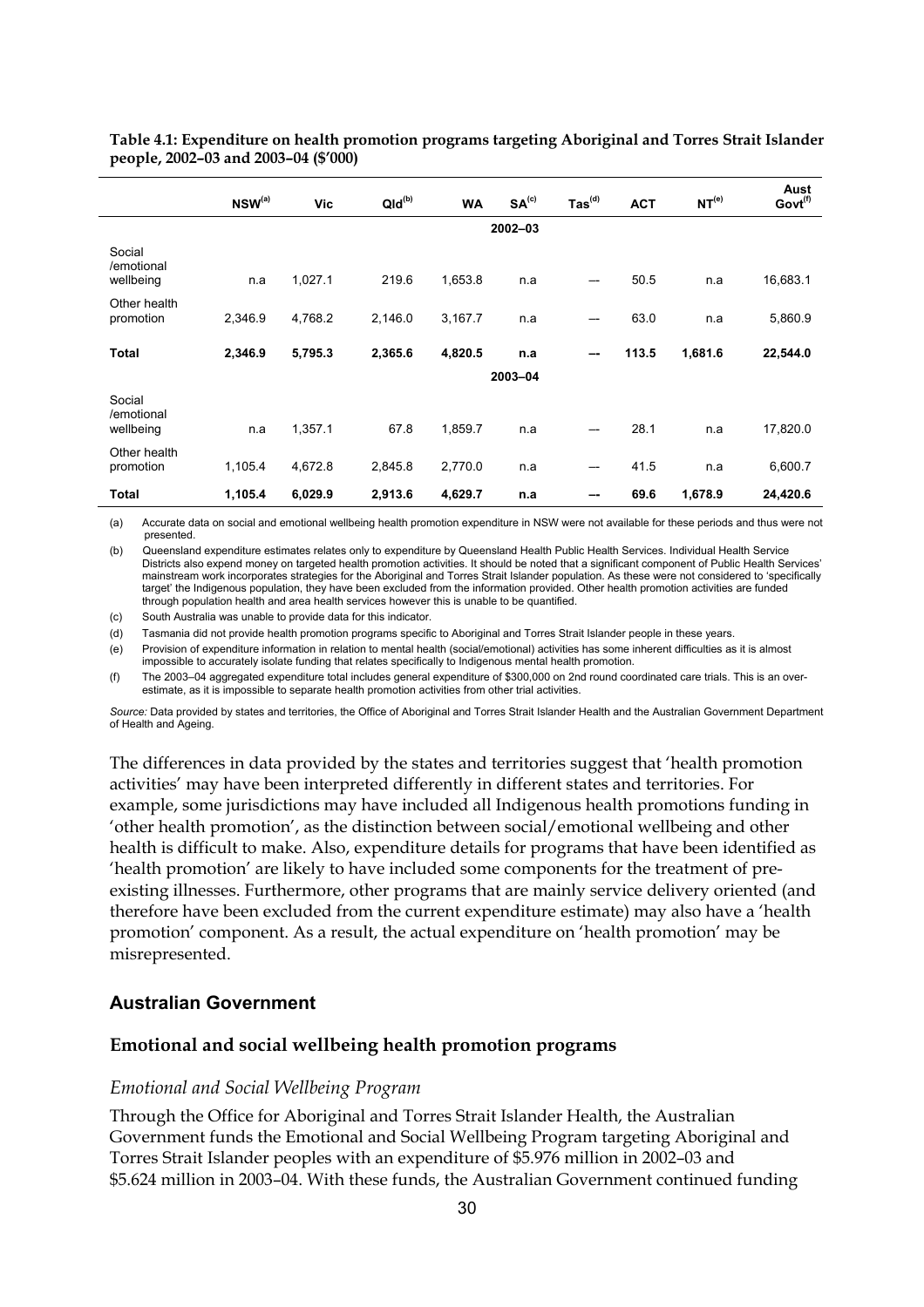**Table 4.1: Expenditure on health promotion programs targeting Aboriginal and Torres Strait Islander people, 2002–03 and 2003–04 ($'000)**

| | NSW[(a)] | Vic | Qld[(b)] | WA | SA[(c)] | Tas[(d)] | ACT | NT[(e)] | Aust Govt[(f)] |
|---|---|---|---|---|---|---|---|---|---|
| | | | | | **2002–03** | | | | |
| Social /emotional wellbeing | n.a | 1,027.1 | 219.6 | 1,653.8 | n.a | — | 50.5 | n.a | 16,683.1 |
| Other health promotion | 2,346.9 | 4,768.2 | 2,146.0 | 3,167.7 | n.a | — | 63.0 | n.a | 5,860.9 |
| **Total** | **2,346.9** | **5,795.3** | **2,365.6** | **4,820.5** | **n.a** | **—** | **113.5** | **1,681.6** | **22,544.0** |
| | | | | | **2003–04** | | | | |
| Social /emotional wellbeing | n.a | 1,357.1 | 67.8 | 1,859.7 | n.a | — | 28.1 | n.a | 17,820.0 |
| Other health promotion | 1,105.4 | 4,672.8 | 2,845.8 | 2,770.0 | n.a | — | 41.5 | n.a | 6,600.7 |
| **Total** | **1,105.4** | **6,029.9** | **2,913.6** | **4,629.7** | **n.a** | **—** | **69.6** | **1,678.9** | **24,420.6** |

(a) Accurate data on social and emotional wellbeing health promotion expenditure in NSW were not available for these periods and thus were not presented.

(b) Queensland expenditure estimates relates only to expenditure by Queensland Health Public Health Services. Individual Health Service Districts also expend money on targeted health promotion activities. It should be noted that a significant component of Public Health Services' mainstream work incorporates strategies for the Aboriginal and Torres Strait Islander population. As these were not considered to 'specifically target' the Indigenous population, they have been excluded from the information provided. Other health promotion activities are funded through population health and area health services however this is unable to be quantified.

(c) South Australia was unable to provide data for this indicator.

(d) Tasmania did not provide health promotion programs specific to Aboriginal and Torres Strait Islander people in these years.

(e) Provision of expenditure information in relation to mental health (social/emotional) activities has some inherent difficulties as it is almost impossible to accurately isolate funding that relates specifically to Indigenous mental health promotion.

(f) The 2003–04 aggregated expenditure total includes general expenditure of $300,000 on 2nd round coordinated care trials. This is an over-estimate, as it is impossible to separate health promotion activities from other trial activities.

*Source:* Data provided by states and territories, the Office of Aboriginal and Torres Strait Islander Health and the Australian Government Department of Health and Ageing.

The differences in data provided by the states and territories suggest that 'health promotion activities' may have been interpreted differently in different states and territories. For example, some jurisdictions may have included all Indigenous health promotions funding in 'other health promotion', as the distinction between social/emotional wellbeing and other health is difficult to make. Also, expenditure details for programs that have been identified as 'health promotion' are likely to have included some components for the treatment of pre-existing illnesses. Furthermore, other programs that are mainly service delivery oriented (and therefore have been excluded from the current expenditure estimate) may also have a 'health promotion' component. As a result, the actual expenditure on 'health promotion' may be misrepresented.

## Australian Government

### Emotional and social wellbeing health promotion programs

*Emotional and Social Wellbeing Program*

Through the Office for Aboriginal and Torres Strait Islander Health, the Australian Government funds the Emotional and Social Wellbeing Program targeting Aboriginal and Torres Strait Islander peoples with an expenditure of $5.976 million in 2002–03 and $5.624 million in 2003–04. With these funds, the Australian Government continued funding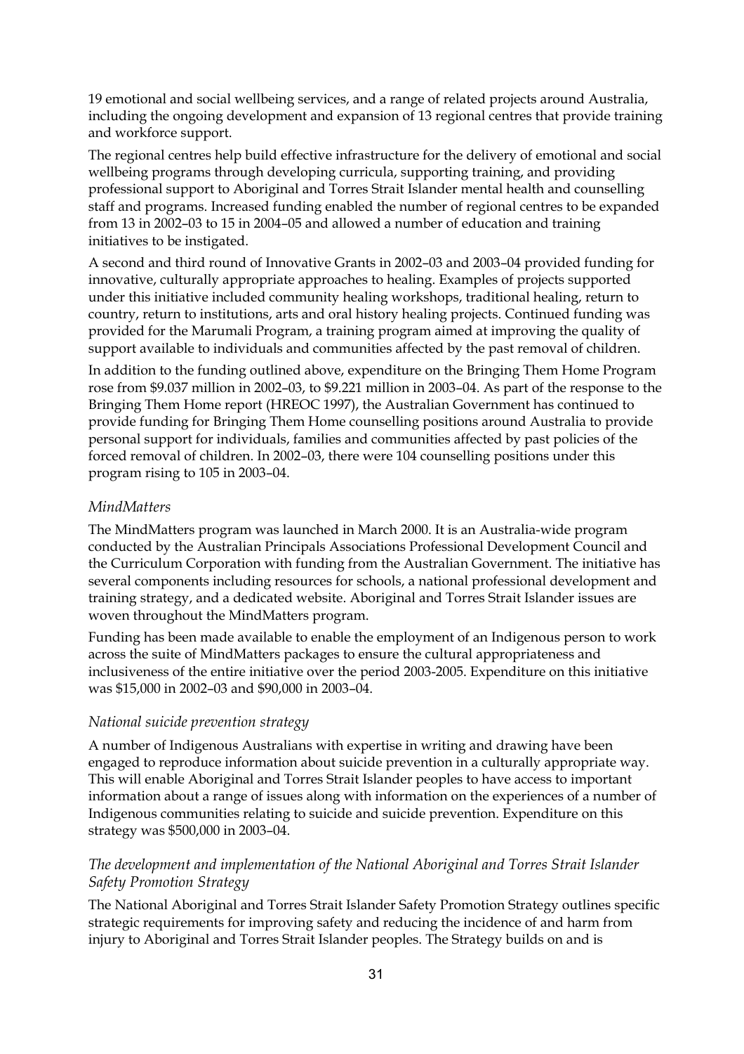19 emotional and social wellbeing services, and a range of related projects around Australia, including the ongoing development and expansion of 13 regional centres that provide training and workforce support.

The regional centres help build effective infrastructure for the delivery of emotional and social wellbeing programs through developing curricula, supporting training, and providing professional support to Aboriginal and Torres Strait Islander mental health and counselling staff and programs. Increased funding enabled the number of regional centres to be expanded from 13 in 2002–03 to 15 in 2004–05 and allowed a number of education and training initiatives to be instigated.

A second and third round of Innovative Grants in 2002–03 and 2003–04 provided funding for innovative, culturally appropriate approaches to healing. Examples of projects supported under this initiative included community healing workshops, traditional healing, return to country, return to institutions, arts and oral history healing projects. Continued funding was provided for the Marumali Program, a training program aimed at improving the quality of support available to individuals and communities affected by the past removal of children.

In addition to the funding outlined above, expenditure on the Bringing Them Home Program rose from \$9.037 million in 2002–03, to \$9.221 million in 2003–04. As part of the response to the Bringing Them Home report (HREOC 1997), the Australian Government has continued to provide funding for Bringing Them Home counselling positions around Australia to provide personal support for individuals, families and communities affected by past policies of the forced removal of children. In 2002–03, there were 104 counselling positions under this program rising to 105 in 2003–04.

### *MindMatters*

The MindMatters program was launched in March 2000. It is an Australia-wide program conducted by the Australian Principals Associations Professional Development Council and the Curriculum Corporation with funding from the Australian Government. The initiative has several components including resources for schools, a national professional development and training strategy, and a dedicated website. Aboriginal and Torres Strait Islander issues are woven throughout the MindMatters program.

Funding has been made available to enable the employment of an Indigenous person to work across the suite of MindMatters packages to ensure the cultural appropriateness and inclusiveness of the entire initiative over the period 2003-2005. Expenditure on this initiative was \$15,000 in 2002–03 and \$90,000 in 2003–04.

### *National suicide prevention strategy*

A number of Indigenous Australians with expertise in writing and drawing have been engaged to reproduce information about suicide prevention in a culturally appropriate way. This will enable Aboriginal and Torres Strait Islander peoples to have access to important information about a range of issues along with information on the experiences of a number of Indigenous communities relating to suicide and suicide prevention. Expenditure on this strategy was \$500,000 in 2003–04.

### *The development and implementation of the National Aboriginal and Torres Strait Islander Safety Promotion Strategy*

The National Aboriginal and Torres Strait Islander Safety Promotion Strategy outlines specific strategic requirements for improving safety and reducing the incidence of and harm from injury to Aboriginal and Torres Strait Islander peoples. The Strategy builds on and is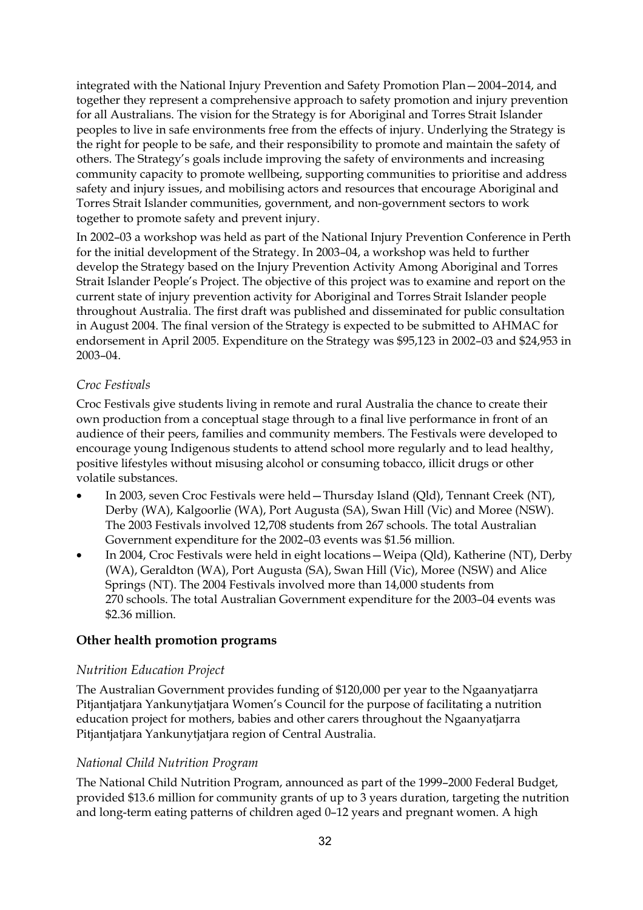integrated with the National Injury Prevention and Safety Promotion Plan—2004–2014, and together they represent a comprehensive approach to safety promotion and injury prevention for all Australians. The vision for the Strategy is for Aboriginal and Torres Strait Islander peoples to live in safe environments free from the effects of injury. Underlying the Strategy is the right for people to be safe, and their responsibility to promote and maintain the safety of others. The Strategy's goals include improving the safety of environments and increasing community capacity to promote wellbeing, supporting communities to prioritise and address safety and injury issues, and mobilising actors and resources that encourage Aboriginal and Torres Strait Islander communities, government, and non-government sectors to work together to promote safety and prevent injury.

In 2002–03 a workshop was held as part of the National Injury Prevention Conference in Perth for the initial development of the Strategy. In 2003–04, a workshop was held to further develop the Strategy based on the Injury Prevention Activity Among Aboriginal and Torres Strait Islander People's Project. The objective of this project was to examine and report on the current state of injury prevention activity for Aboriginal and Torres Strait Islander people throughout Australia. The first draft was published and disseminated for public consultation in August 2004. The final version of the Strategy is expected to be submitted to AHMAC for endorsement in April 2005. Expenditure on the Strategy was $95,123 in 2002–03 and $24,953 in 2003–04.

*Croc Festivals*

Croc Festivals give students living in remote and rural Australia the chance to create their own production from a conceptual stage through to a final live performance in front of an audience of their peers, families and community members. The Festivals were developed to encourage young Indigenous students to attend school more regularly and to lead healthy, positive lifestyles without misusing alcohol or consuming tobacco, illicit drugs or other volatile substances.

- In 2003, seven Croc Festivals were held—Thursday Island (Qld), Tennant Creek (NT), Derby (WA), Kalgoorlie (WA), Port Augusta (SA), Swan Hill (Vic) and Moree (NSW). The 2003 Festivals involved 12,708 students from 267 schools. The total Australian Government expenditure for the 2002–03 events was $1.56 million.
- In 2004, Croc Festivals were held in eight locations—Weipa (Qld), Katherine (NT), Derby (WA), Geraldton (WA), Port Augusta (SA), Swan Hill (Vic), Moree (NSW) and Alice Springs (NT). The 2004 Festivals involved more than 14,000 students from 270 schools. The total Australian Government expenditure for the 2003–04 events was $2.36 million.

### Other health promotion programs

*Nutrition Education Project*

The Australian Government provides funding of $120,000 per year to the Ngaanyatjarra Pitjantjatjara Yankunytjatjara Women's Council for the purpose of facilitating a nutrition education project for mothers, babies and other carers throughout the Ngaanyatjarra Pitjantjatjara Yankunytjatjara region of Central Australia.

*National Child Nutrition Program*

The National Child Nutrition Program, announced as part of the 1999–2000 Federal Budget, provided $13.6 million for community grants of up to 3 years duration, targeting the nutrition and long-term eating patterns of children aged 0–12 years and pregnant women. A high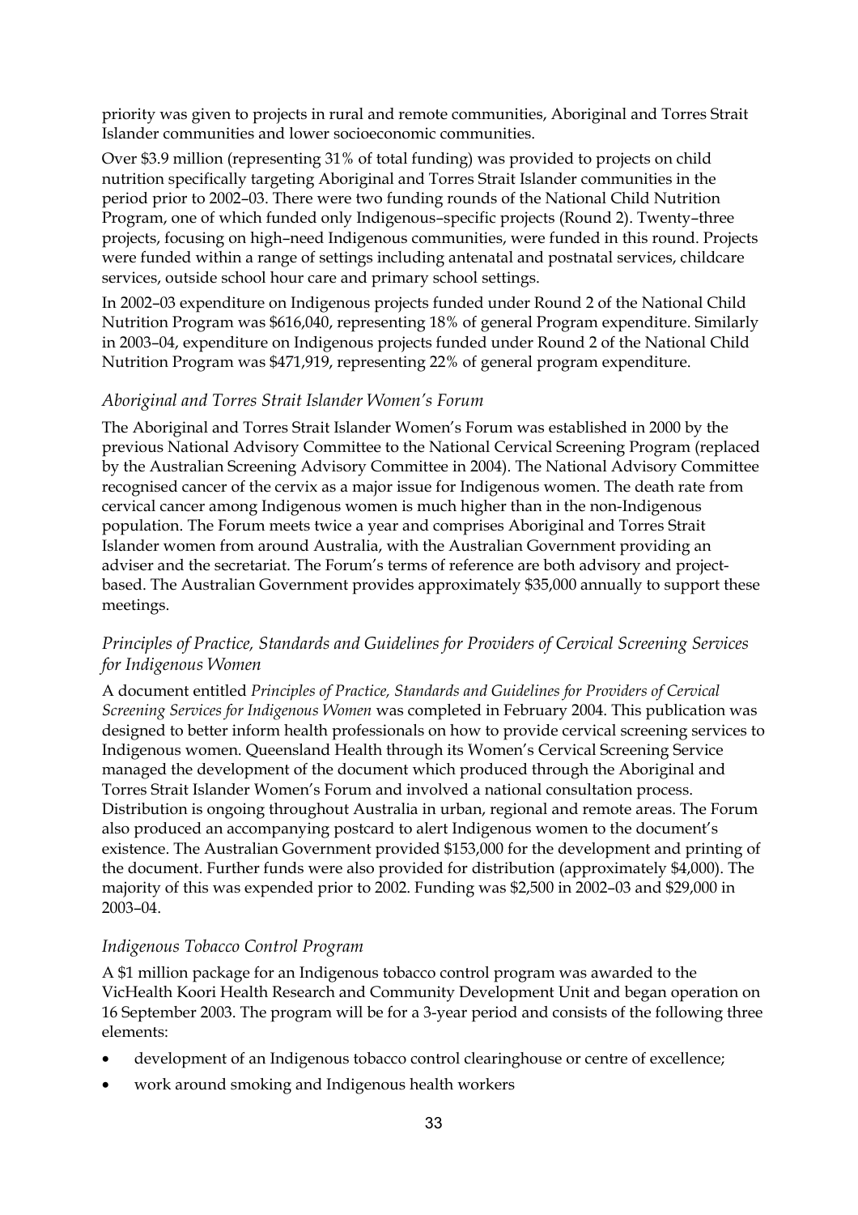priority was given to projects in rural and remote communities, Aboriginal and Torres Strait Islander communities and lower socioeconomic communities.

Over $3.9 million (representing 31% of total funding) was provided to projects on child nutrition specifically targeting Aboriginal and Torres Strait Islander communities in the period prior to 2002–03. There were two funding rounds of the National Child Nutrition Program, one of which funded only Indigenous–specific projects (Round 2). Twenty–three projects, focusing on high–need Indigenous communities, were funded in this round. Projects were funded within a range of settings including antenatal and postnatal services, childcare services, outside school hour care and primary school settings.

In 2002–03 expenditure on Indigenous projects funded under Round 2 of the National Child Nutrition Program was $616,040, representing 18% of general Program expenditure. Similarly in 2003–04, expenditure on Indigenous projects funded under Round 2 of the National Child Nutrition Program was $471,919, representing 22% of general program expenditure.

### *Aboriginal and Torres Strait Islander Women's Forum*

The Aboriginal and Torres Strait Islander Women's Forum was established in 2000 by the previous National Advisory Committee to the National Cervical Screening Program (replaced by the Australian Screening Advisory Committee in 2004). The National Advisory Committee recognised cancer of the cervix as a major issue for Indigenous women. The death rate from cervical cancer among Indigenous women is much higher than in the non-Indigenous population. The Forum meets twice a year and comprises Aboriginal and Torres Strait Islander women from around Australia, with the Australian Government providing an adviser and the secretariat. The Forum's terms of reference are both advisory and project-based. The Australian Government provides approximately $35,000 annually to support these meetings.

### *Principles of Practice, Standards and Guidelines for Providers of Cervical Screening Services for Indigenous Women*

A document entitled *Principles of Practice, Standards and Guidelines for Providers of Cervical Screening Services for Indigenous Women* was completed in February 2004. This publication was designed to better inform health professionals on how to provide cervical screening services to Indigenous women. Queensland Health through its Women's Cervical Screening Service managed the development of the document which produced through the Aboriginal and Torres Strait Islander Women's Forum and involved a national consultation process. Distribution is ongoing throughout Australia in urban, regional and remote areas. The Forum also produced an accompanying postcard to alert Indigenous women to the document's existence. The Australian Government provided $153,000 for the development and printing of the document. Further funds were also provided for distribution (approximately $4,000). The majority of this was expended prior to 2002. Funding was $2,500 in 2002–03 and $29,000 in 2003–04.

### *Indigenous Tobacco Control Program*

A $1 million package for an Indigenous tobacco control program was awarded to the VicHealth Koori Health Research and Community Development Unit and began operation on 16 September 2003. The program will be for a 3-year period and consists of the following three elements:

- development of an Indigenous tobacco control clearinghouse or centre of excellence;
- work around smoking and Indigenous health workers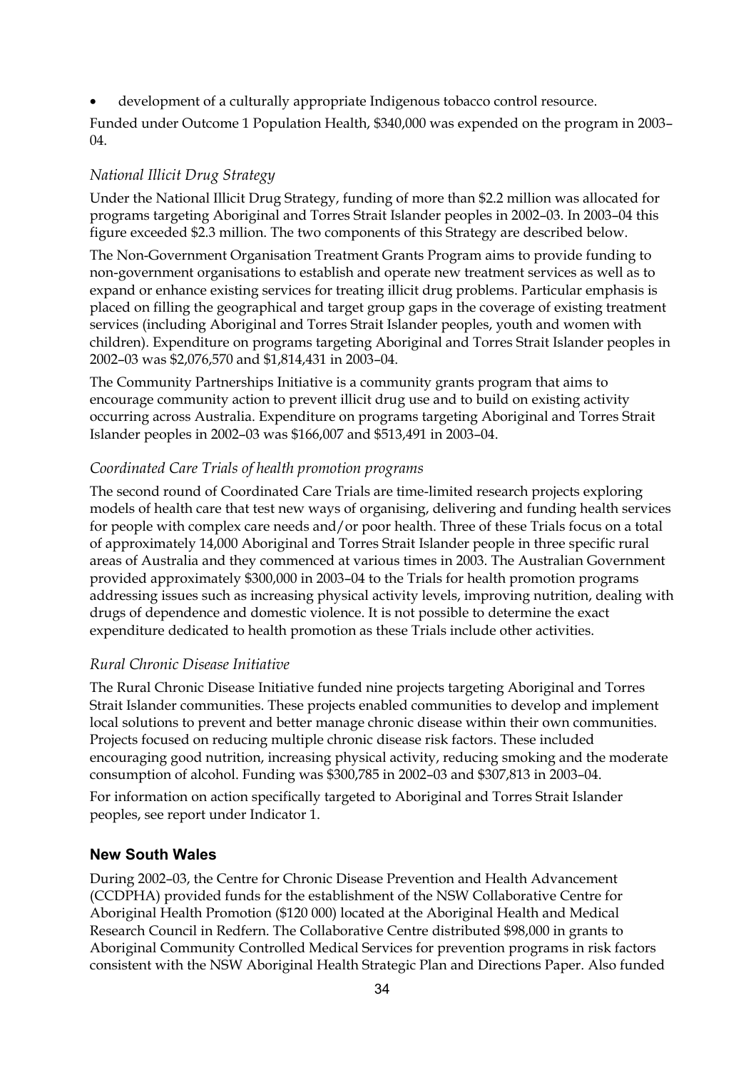- development of a culturally appropriate Indigenous tobacco control resource.

Funded under Outcome 1 Population Health, $340,000 was expended on the program in 2003–04.

### *National Illicit Drug Strategy*

Under the National Illicit Drug Strategy, funding of more than $2.2 million was allocated for programs targeting Aboriginal and Torres Strait Islander peoples in 2002–03. In 2003–04 this figure exceeded $2.3 million. The two components of this Strategy are described below.

The Non-Government Organisation Treatment Grants Program aims to provide funding to non-government organisations to establish and operate new treatment services as well as to expand or enhance existing services for treating illicit drug problems. Particular emphasis is placed on filling the geographical and target group gaps in the coverage of existing treatment services (including Aboriginal and Torres Strait Islander peoples, youth and women with children). Expenditure on programs targeting Aboriginal and Torres Strait Islander peoples in 2002–03 was $2,076,570 and $1,814,431 in 2003–04.

The Community Partnerships Initiative is a community grants program that aims to encourage community action to prevent illicit drug use and to build on existing activity occurring across Australia. Expenditure on programs targeting Aboriginal and Torres Strait Islander peoples in 2002–03 was $166,007 and $513,491 in 2003–04.

### *Coordinated Care Trials of health promotion programs*

The second round of Coordinated Care Trials are time-limited research projects exploring models of health care that test new ways of organising, delivering and funding health services for people with complex care needs and/or poor health. Three of these Trials focus on a total of approximately 14,000 Aboriginal and Torres Strait Islander people in three specific rural areas of Australia and they commenced at various times in 2003. The Australian Government provided approximately $300,000 in 2003–04 to the Trials for health promotion programs addressing issues such as increasing physical activity levels, improving nutrition, dealing with drugs of dependence and domestic violence. It is not possible to determine the exact expenditure dedicated to health promotion as these Trials include other activities.

### *Rural Chronic Disease Initiative*

The Rural Chronic Disease Initiative funded nine projects targeting Aboriginal and Torres Strait Islander communities. These projects enabled communities to develop and implement local solutions to prevent and better manage chronic disease within their own communities. Projects focused on reducing multiple chronic disease risk factors. These included encouraging good nutrition, increasing physical activity, reducing smoking and the moderate consumption of alcohol. Funding was $300,785 in 2002–03 and $307,813 in 2003–04.

For information on action specifically targeted to Aboriginal and Torres Strait Islander peoples, see report under Indicator 1.

## New South Wales

During 2002–03, the Centre for Chronic Disease Prevention and Health Advancement (CCDPHA) provided funds for the establishment of the NSW Collaborative Centre for Aboriginal Health Promotion ($120 000) located at the Aboriginal Health and Medical Research Council in Redfern. The Collaborative Centre distributed $98,000 in grants to Aboriginal Community Controlled Medical Services for prevention programs in risk factors consistent with the NSW Aboriginal Health Strategic Plan and Directions Paper. Also funded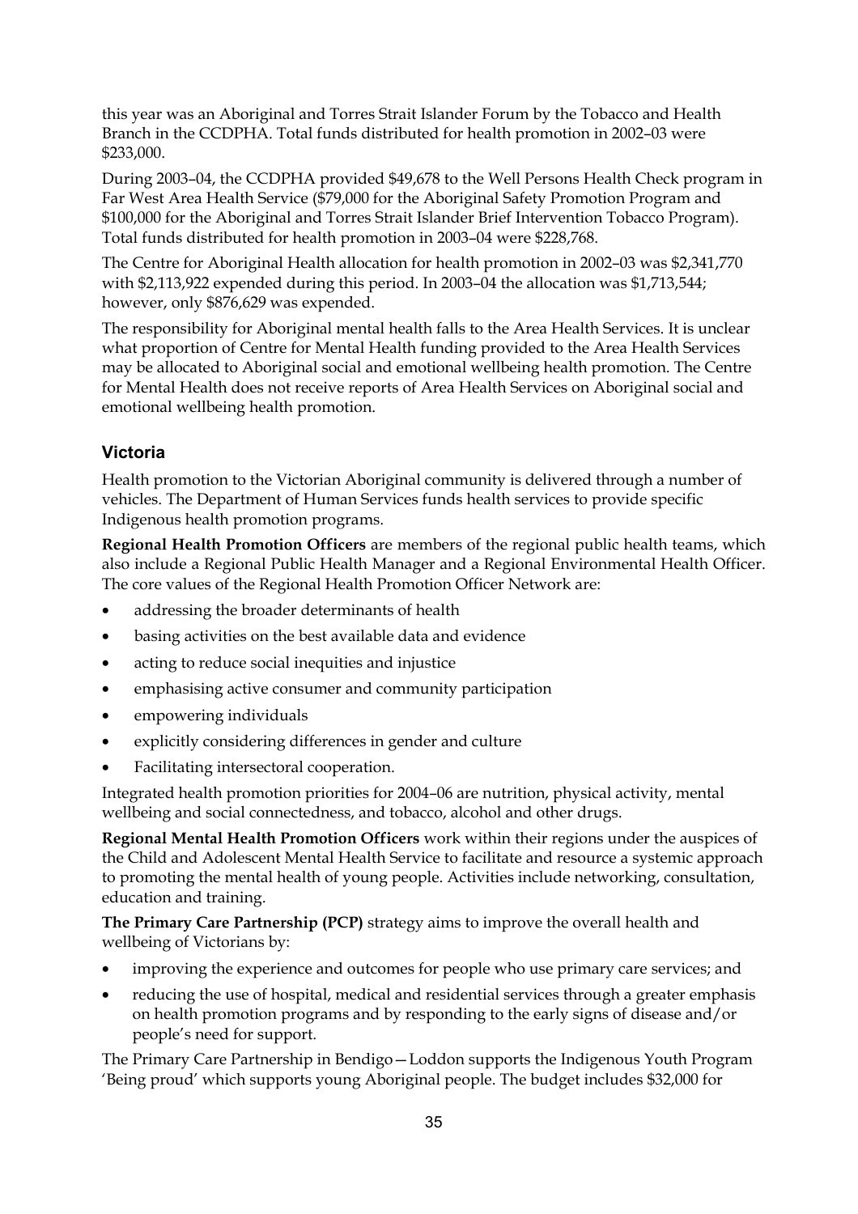this year was an Aboriginal and Torres Strait Islander Forum by the Tobacco and Health Branch in the CCDPHA. Total funds distributed for health promotion in 2002–03 were $233,000.

During 2003–04, the CCDPHA provided $49,678 to the Well Persons Health Check program in Far West Area Health Service ($79,000 for the Aboriginal Safety Promotion Program and $100,000 for the Aboriginal and Torres Strait Islander Brief Intervention Tobacco Program). Total funds distributed for health promotion in 2003–04 were $228,768.

The Centre for Aboriginal Health allocation for health promotion in 2002–03 was $2,341,770 with $2,113,922 expended during this period. In 2003–04 the allocation was $1,713,544; however, only $876,629 was expended.

The responsibility for Aboriginal mental health falls to the Area Health Services. It is unclear what proportion of Centre for Mental Health funding provided to the Area Health Services may be allocated to Aboriginal social and emotional wellbeing health promotion. The Centre for Mental Health does not receive reports of Area Health Services on Aboriginal social and emotional wellbeing health promotion.

### Victoria

Health promotion to the Victorian Aboriginal community is delivered through a number of vehicles. The Department of Human Services funds health services to provide specific Indigenous health promotion programs.

**Regional Health Promotion Officers** are members of the regional public health teams, which also include a Regional Public Health Manager and a Regional Environmental Health Officer. The core values of the Regional Health Promotion Officer Network are:

- addressing the broader determinants of health
- basing activities on the best available data and evidence
- acting to reduce social inequities and injustice
- emphasising active consumer and community participation
- empowering individuals
- explicitly considering differences in gender and culture
- Facilitating intersectoral cooperation.

Integrated health promotion priorities for 2004–06 are nutrition, physical activity, mental wellbeing and social connectedness, and tobacco, alcohol and other drugs.

**Regional Mental Health Promotion Officers** work within their regions under the auspices of the Child and Adolescent Mental Health Service to facilitate and resource a systemic approach to promoting the mental health of young people. Activities include networking, consultation, education and training.

**The Primary Care Partnership (PCP)** strategy aims to improve the overall health and wellbeing of Victorians by:

- improving the experience and outcomes for people who use primary care services; and
- reducing the use of hospital, medical and residential services through a greater emphasis on health promotion programs and by responding to the early signs of disease and/or people's need for support.

The Primary Care Partnership in Bendigo—Loddon supports the Indigenous Youth Program 'Being proud' which supports young Aboriginal people. The budget includes $32,000 for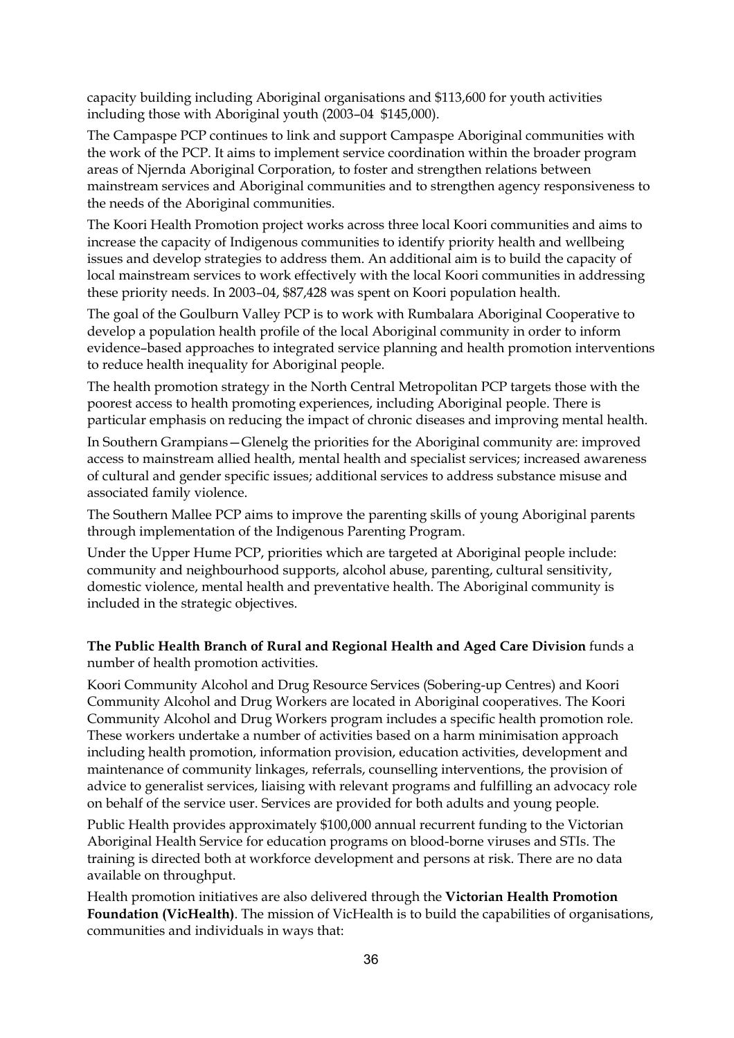capacity building including Aboriginal organisations and $113,600 for youth activities including those with Aboriginal youth (2003–04 $145,000).

The Campaspe PCP continues to link and support Campaspe Aboriginal communities with the work of the PCP. It aims to implement service coordination within the broader program areas of Njernda Aboriginal Corporation, to foster and strengthen relations between mainstream services and Aboriginal communities and to strengthen agency responsiveness to the needs of the Aboriginal communities.

The Koori Health Promotion project works across three local Koori communities and aims to increase the capacity of Indigenous communities to identify priority health and wellbeing issues and develop strategies to address them. An additional aim is to build the capacity of local mainstream services to work effectively with the local Koori communities in addressing these priority needs. In 2003–04, $87,428 was spent on Koori population health.

The goal of the Goulburn Valley PCP is to work with Rumbalara Aboriginal Cooperative to develop a population health profile of the local Aboriginal community in order to inform evidence–based approaches to integrated service planning and health promotion interventions to reduce health inequality for Aboriginal people.

The health promotion strategy in the North Central Metropolitan PCP targets those with the poorest access to health promoting experiences, including Aboriginal people. There is particular emphasis on reducing the impact of chronic diseases and improving mental health.

In Southern Grampians—Glenelg the priorities for the Aboriginal community are: improved access to mainstream allied health, mental health and specialist services; increased awareness of cultural and gender specific issues; additional services to address substance misuse and associated family violence.

The Southern Mallee PCP aims to improve the parenting skills of young Aboriginal parents through implementation of the Indigenous Parenting Program.

Under the Upper Hume PCP, priorities which are targeted at Aboriginal people include: community and neighbourhood supports, alcohol abuse, parenting, cultural sensitivity, domestic violence, mental health and preventative health. The Aboriginal community is included in the strategic objectives.

**The Public Health Branch of Rural and Regional Health and Aged Care Division** funds a number of health promotion activities.

Koori Community Alcohol and Drug Resource Services (Sobering-up Centres) and Koori Community Alcohol and Drug Workers are located in Aboriginal cooperatives. The Koori Community Alcohol and Drug Workers program includes a specific health promotion role. These workers undertake a number of activities based on a harm minimisation approach including health promotion, information provision, education activities, development and maintenance of community linkages, referrals, counselling interventions, the provision of advice to generalist services, liaising with relevant programs and fulfilling an advocacy role on behalf of the service user. Services are provided for both adults and young people.

Public Health provides approximately $100,000 annual recurrent funding to the Victorian Aboriginal Health Service for education programs on blood-borne viruses and STIs. The training is directed both at workforce development and persons at risk. There are no data available on throughput.

Health promotion initiatives are also delivered through the **Victorian Health Promotion Foundation (VicHealth)**. The mission of VicHealth is to build the capabilities of organisations, communities and individuals in ways that: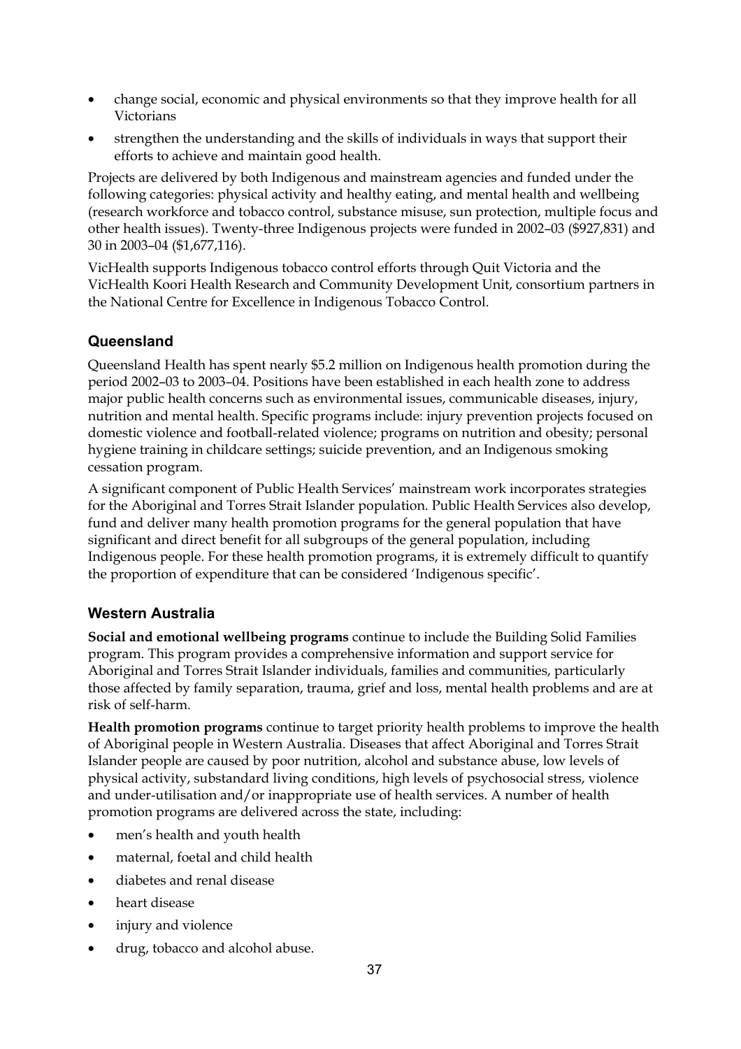- change social, economic and physical environments so that they improve health for all Victorians
- strengthen the understanding and the skills of individuals in ways that support their efforts to achieve and maintain good health.

Projects are delivered by both Indigenous and mainstream agencies and funded under the following categories: physical activity and healthy eating, and mental health and wellbeing (research workforce and tobacco control, substance misuse, sun protection, multiple focus and other health issues). Twenty-three Indigenous projects were funded in 2002–03 ($927,831) and 30 in 2003–04 ($1,677,116).

VicHealth supports Indigenous tobacco control efforts through Quit Victoria and the VicHealth Koori Health Research and Community Development Unit, consortium partners in the National Centre for Excellence in Indigenous Tobacco Control.

### Queensland

Queensland Health has spent nearly $5.2 million on Indigenous health promotion during the period 2002–03 to 2003–04. Positions have been established in each health zone to address major public health concerns such as environmental issues, communicable diseases, injury, nutrition and mental health. Specific programs include: injury prevention projects focused on domestic violence and football-related violence; programs on nutrition and obesity; personal hygiene training in childcare settings; suicide prevention, and an Indigenous smoking cessation program.

A significant component of Public Health Services' mainstream work incorporates strategies for the Aboriginal and Torres Strait Islander population. Public Health Services also develop, fund and deliver many health promotion programs for the general population that have significant and direct benefit for all subgroups of the general population, including Indigenous people. For these health promotion programs, it is extremely difficult to quantify the proportion of expenditure that can be considered 'Indigenous specific'.

### Western Australia

**Social and emotional wellbeing programs** continue to include the Building Solid Families program. This program provides a comprehensive information and support service for Aboriginal and Torres Strait Islander individuals, families and communities, particularly those affected by family separation, trauma, grief and loss, mental health problems and are at risk of self-harm.

**Health promotion programs** continue to target priority health problems to improve the health of Aboriginal people in Western Australia. Diseases that affect Aboriginal and Torres Strait Islander people are caused by poor nutrition, alcohol and substance abuse, low levels of physical activity, substandard living conditions, high levels of psychosocial stress, violence and under-utilisation and/or inappropriate use of health services. A number of health promotion programs are delivered across the state, including:

- men's health and youth health
- maternal, foetal and child health
- diabetes and renal disease
- heart disease
- injury and violence
- drug, tobacco and alcohol abuse.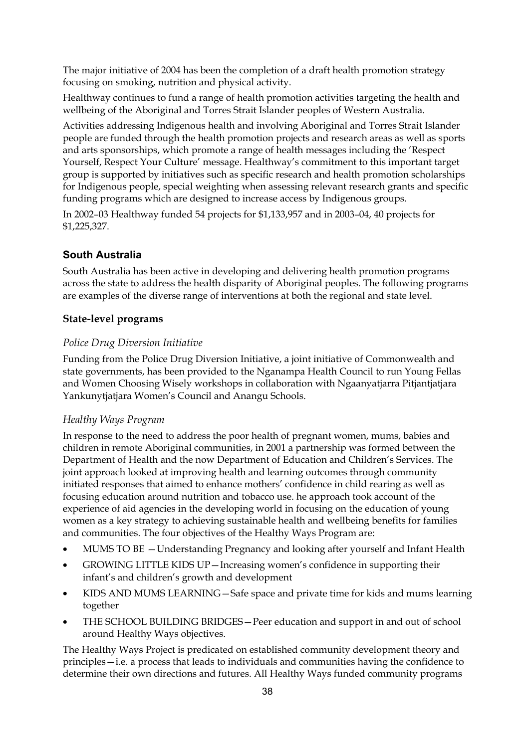The major initiative of 2004 has been the completion of a draft health promotion strategy focusing on smoking, nutrition and physical activity.

Healthway continues to fund a range of health promotion activities targeting the health and wellbeing of the Aboriginal and Torres Strait Islander peoples of Western Australia.

Activities addressing Indigenous health and involving Aboriginal and Torres Strait Islander people are funded through the health promotion projects and research areas as well as sports and arts sponsorships, which promote a range of health messages including the 'Respect Yourself, Respect Your Culture' message. Healthway's commitment to this important target group is supported by initiatives such as specific research and health promotion scholarships for Indigenous people, special weighting when assessing relevant research grants and specific funding programs which are designed to increase access by Indigenous groups.

In 2002–03 Healthway funded 54 projects for $1,133,957 and in 2003–04, 40 projects for $1,225,327.

## South Australia

South Australia has been active in developing and delivering health promotion programs across the state to address the health disparity of Aboriginal peoples. The following programs are examples of the diverse range of interventions at both the regional and state level.

### State-level programs

*Police Drug Diversion Initiative*

Funding from the Police Drug Diversion Initiative, a joint initiative of Commonwealth and state governments, has been provided to the Nganampa Health Council to run Young Fellas and Women Choosing Wisely workshops in collaboration with Ngaanyatjarra Pitjantjatjara Yankunytjatjara Women's Council and Anangu Schools.

*Healthy Ways Program*

In response to the need to address the poor health of pregnant women, mums, babies and children in remote Aboriginal communities, in 2001 a partnership was formed between the Department of Health and the now Department of Education and Children's Services. The joint approach looked at improving health and learning outcomes through community initiated responses that aimed to enhance mothers' confidence in child rearing as well as focusing education around nutrition and tobacco use. he approach took account of the experience of aid agencies in the developing world in focusing on the education of young women as a key strategy to achieving sustainable health and wellbeing benefits for families and communities. The four objectives of the Healthy Ways Program are:

- MUMS TO BE —Understanding Pregnancy and looking after yourself and Infant Health
- GROWING LITTLE KIDS UP—Increasing women's confidence in supporting their infant's and children's growth and development
- KIDS AND MUMS LEARNING—Safe space and private time for kids and mums learning together
- THE SCHOOL BUILDING BRIDGES—Peer education and support in and out of school around Healthy Ways objectives.

The Healthy Ways Project is predicated on established community development theory and principles—i.e. a process that leads to individuals and communities having the confidence to determine their own directions and futures. All Healthy Ways funded community programs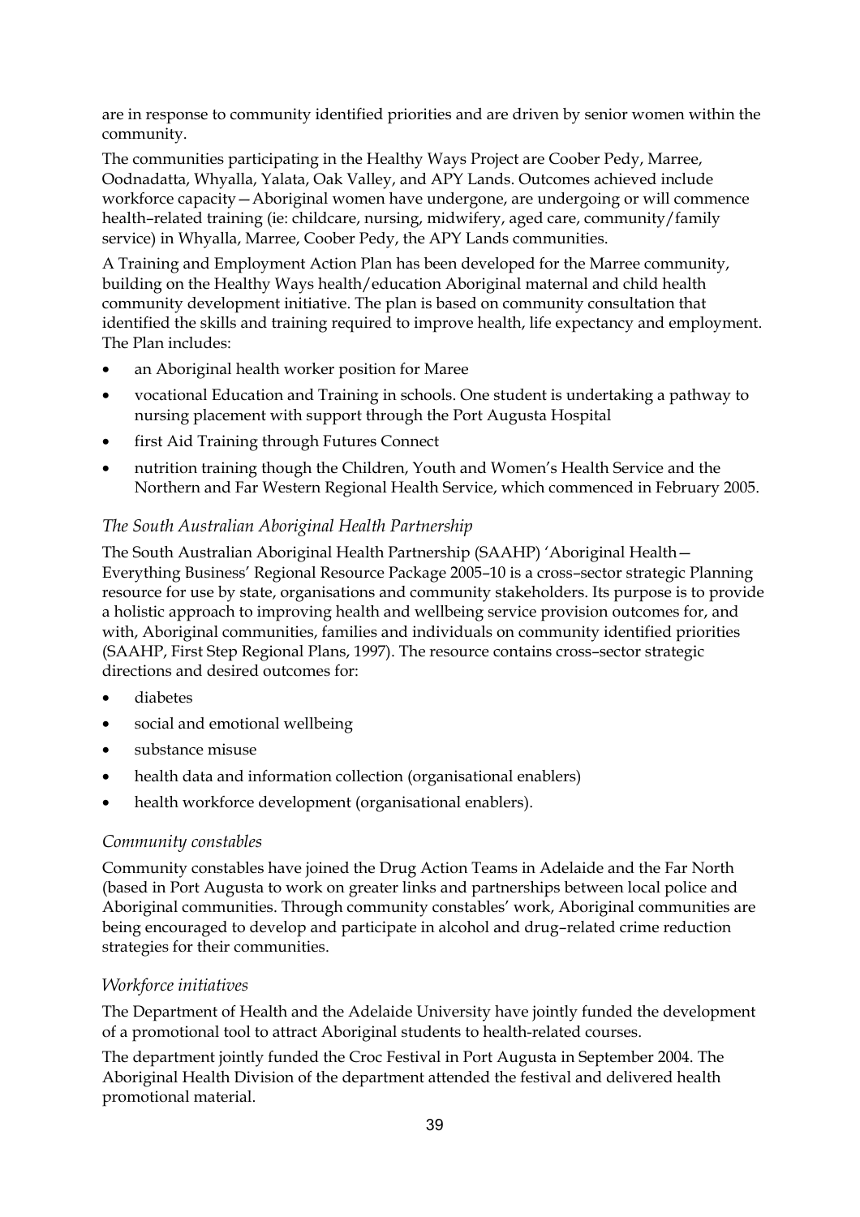are in response to community identified priorities and are driven by senior women within the community.

The communities participating in the Healthy Ways Project are Coober Pedy, Marree, Oodnadatta, Whyalla, Yalata, Oak Valley, and APY Lands. Outcomes achieved include workforce capacity—Aboriginal women have undergone, are undergoing or will commence health–related training (ie: childcare, nursing, midwifery, aged care, community/family service) in Whyalla, Marree, Coober Pedy, the APY Lands communities.

A Training and Employment Action Plan has been developed for the Marree community, building on the Healthy Ways health/education Aboriginal maternal and child health community development initiative. The plan is based on community consultation that identified the skills and training required to improve health, life expectancy and employment. The Plan includes:

- an Aboriginal health worker position for Maree
- vocational Education and Training in schools. One student is undertaking a pathway to nursing placement with support through the Port Augusta Hospital
- first Aid Training through Futures Connect
- nutrition training though the Children, Youth and Women's Health Service and the Northern and Far Western Regional Health Service, which commenced in February 2005.

### *The South Australian Aboriginal Health Partnership*

The South Australian Aboriginal Health Partnership (SAAHP) 'Aboriginal Health—Everything Business' Regional Resource Package 2005–10 is a cross–sector strategic Planning resource for use by state, organisations and community stakeholders. Its purpose is to provide a holistic approach to improving health and wellbeing service provision outcomes for, and with, Aboriginal communities, families and individuals on community identified priorities (SAAHP, First Step Regional Plans, 1997). The resource contains cross–sector strategic directions and desired outcomes for:

- diabetes
- social and emotional wellbeing
- substance misuse
- health data and information collection (organisational enablers)
- health workforce development (organisational enablers).

### *Community constables*

Community constables have joined the Drug Action Teams in Adelaide and the Far North (based in Port Augusta to work on greater links and partnerships between local police and Aboriginal communities. Through community constables' work, Aboriginal communities are being encouraged to develop and participate in alcohol and drug–related crime reduction strategies for their communities.

### *Workforce initiatives*

The Department of Health and the Adelaide University have jointly funded the development of a promotional tool to attract Aboriginal students to health-related courses.

The department jointly funded the Croc Festival in Port Augusta in September 2004. The Aboriginal Health Division of the department attended the festival and delivered health promotional material.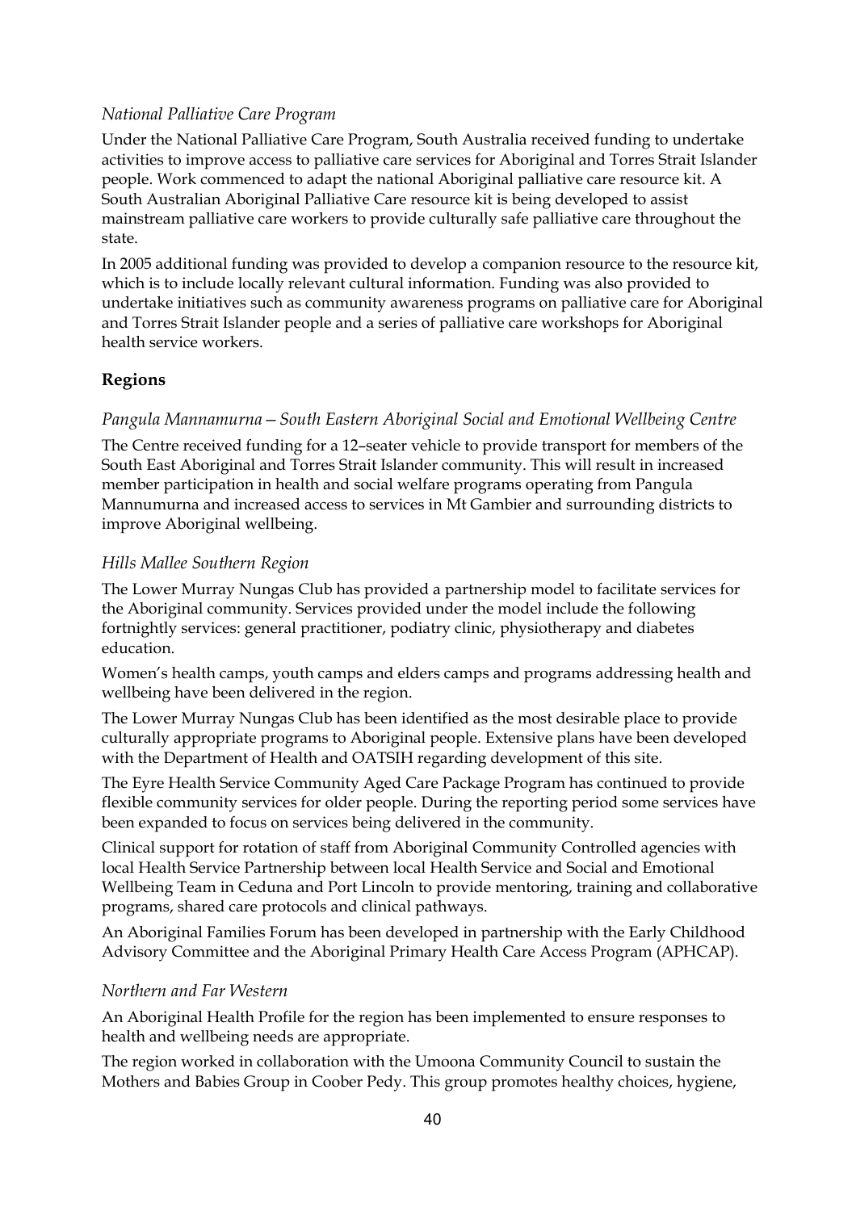*National Palliative Care Program*

Under the National Palliative Care Program, South Australia received funding to undertake activities to improve access to palliative care services for Aboriginal and Torres Strait Islander people. Work commenced to adapt the national Aboriginal palliative care resource kit. A South Australian Aboriginal Palliative Care resource kit is being developed to assist mainstream palliative care workers to provide culturally safe palliative care throughout the state.

In 2005 additional funding was provided to develop a companion resource to the resource kit, which is to include locally relevant cultural information. Funding was also provided to undertake initiatives such as community awareness programs on palliative care for Aboriginal and Torres Strait Islander people and a series of palliative care workshops for Aboriginal health service workers.

## Regions

*Pangula Mannamurna—South Eastern Aboriginal Social and Emotional Wellbeing Centre*

The Centre received funding for a 12–seater vehicle to provide transport for members of the South East Aboriginal and Torres Strait Islander community. This will result in increased member participation in health and social welfare programs operating from Pangula Mannumurna and increased access to services in Mt Gambier and surrounding districts to improve Aboriginal wellbeing.

*Hills Mallee Southern Region*

The Lower Murray Nungas Club has provided a partnership model to facilitate services for the Aboriginal community. Services provided under the model include the following fortnightly services: general practitioner, podiatry clinic, physiotherapy and diabetes education.

Women's health camps, youth camps and elders camps and programs addressing health and wellbeing have been delivered in the region.

The Lower Murray Nungas Club has been identified as the most desirable place to provide culturally appropriate programs to Aboriginal people. Extensive plans have been developed with the Department of Health and OATSIH regarding development of this site.

The Eyre Health Service Community Aged Care Package Program has continued to provide flexible community services for older people. During the reporting period some services have been expanded to focus on services being delivered in the community.

Clinical support for rotation of staff from Aboriginal Community Controlled agencies with local Health Service Partnership between local Health Service and Social and Emotional Wellbeing Team in Ceduna and Port Lincoln to provide mentoring, training and collaborative programs, shared care protocols and clinical pathways.

An Aboriginal Families Forum has been developed in partnership with the Early Childhood Advisory Committee and the Aboriginal Primary Health Care Access Program (APHCAP).

*Northern and Far Western*

An Aboriginal Health Profile for the region has been implemented to ensure responses to health and wellbeing needs are appropriate.

The region worked in collaboration with the Umoona Community Council to sustain the Mothers and Babies Group in Coober Pedy. This group promotes healthy choices, hygiene,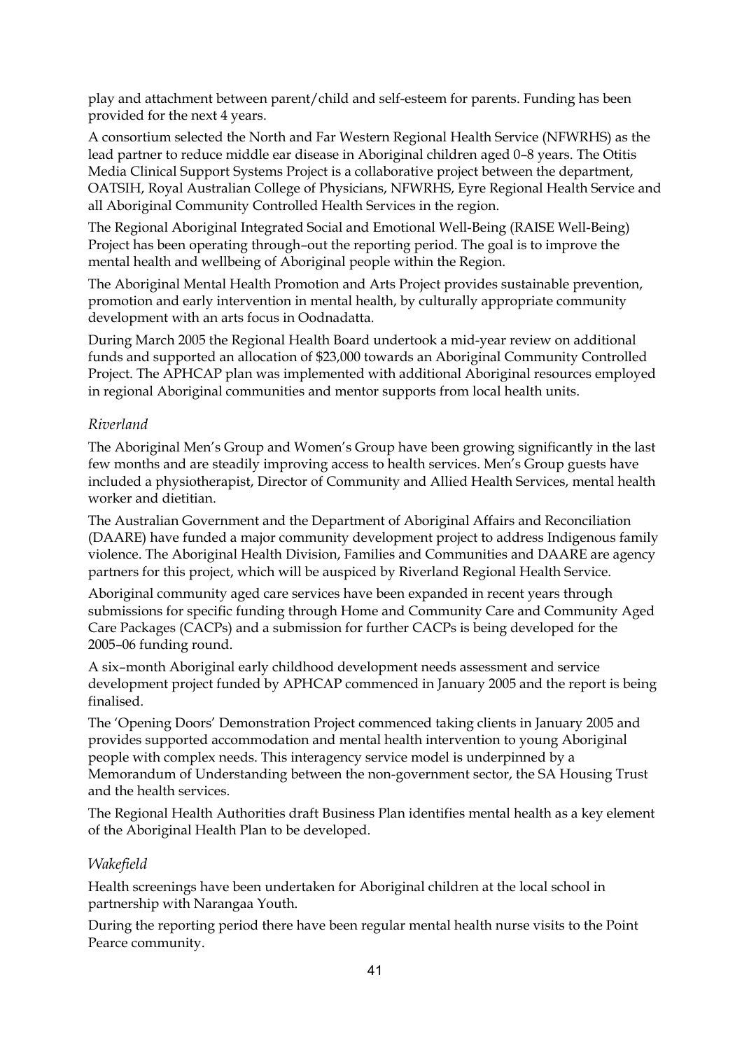play and attachment between parent/child and self-esteem for parents. Funding has been provided for the next 4 years.

A consortium selected the North and Far Western Regional Health Service (NFWRHS) as the lead partner to reduce middle ear disease in Aboriginal children aged 0–8 years. The Otitis Media Clinical Support Systems Project is a collaborative project between the department, OATSIH, Royal Australian College of Physicians, NFWRHS, Eyre Regional Health Service and all Aboriginal Community Controlled Health Services in the region.

The Regional Aboriginal Integrated Social and Emotional Well-Being (RAISE Well-Being) Project has been operating through–out the reporting period. The goal is to improve the mental health and wellbeing of Aboriginal people within the Region.

The Aboriginal Mental Health Promotion and Arts Project provides sustainable prevention, promotion and early intervention in mental health, by culturally appropriate community development with an arts focus in Oodnadatta.

During March 2005 the Regional Health Board undertook a mid-year review on additional funds and supported an allocation of $23,000 towards an Aboriginal Community Controlled Project. The APHCAP plan was implemented with additional Aboriginal resources employed in regional Aboriginal communities and mentor supports from local health units.

*Riverland*

The Aboriginal Men's Group and Women's Group have been growing significantly in the last few months and are steadily improving access to health services. Men's Group guests have included a physiotherapist, Director of Community and Allied Health Services, mental health worker and dietitian.

The Australian Government and the Department of Aboriginal Affairs and Reconciliation (DAARE) have funded a major community development project to address Indigenous family violence. The Aboriginal Health Division, Families and Communities and DAARE are agency partners for this project, which will be auspiced by Riverland Regional Health Service.

Aboriginal community aged care services have been expanded in recent years through submissions for specific funding through Home and Community Care and Community Aged Care Packages (CACPs) and a submission for further CACPs is being developed for the 2005–06 funding round.

A six–month Aboriginal early childhood development needs assessment and service development project funded by APHCAP commenced in January 2005 and the report is being finalised.

The 'Opening Doors' Demonstration Project commenced taking clients in January 2005 and provides supported accommodation and mental health intervention to young Aboriginal people with complex needs. This interagency service model is underpinned by a Memorandum of Understanding between the non-government sector, the SA Housing Trust and the health services.

The Regional Health Authorities draft Business Plan identifies mental health as a key element of the Aboriginal Health Plan to be developed.

*Wakefield*

Health screenings have been undertaken for Aboriginal children at the local school in partnership with Narangaa Youth.

During the reporting period there have been regular mental health nurse visits to the Point Pearce community.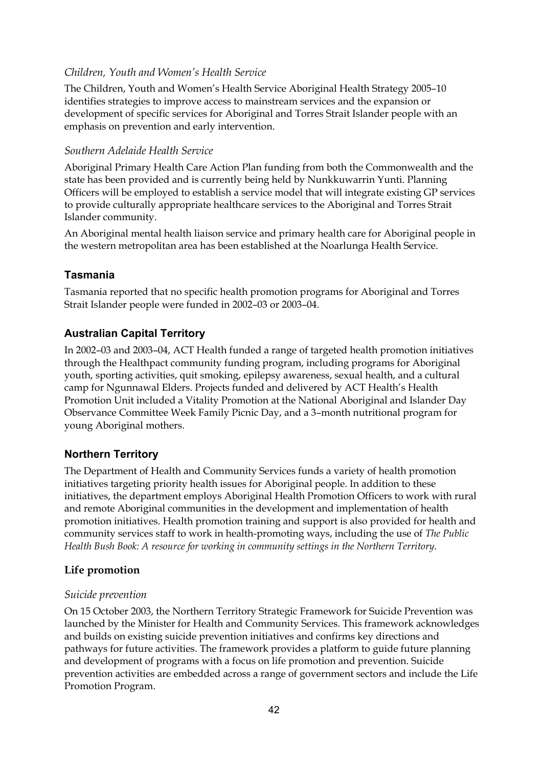*Children, Youth and Women's Health Service*

The Children, Youth and Women's Health Service Aboriginal Health Strategy 2005–10 identifies strategies to improve access to mainstream services and the expansion or development of specific services for Aboriginal and Torres Strait Islander people with an emphasis on prevention and early intervention.

*Southern Adelaide Health Service*

Aboriginal Primary Health Care Action Plan funding from both the Commonwealth and the state has been provided and is currently being held by Nunkkuwarrin Yunti. Planning Officers will be employed to establish a service model that will integrate existing GP services to provide culturally appropriate healthcare services to the Aboriginal and Torres Strait Islander community.

An Aboriginal mental health liaison service and primary health care for Aboriginal people in the western metropolitan area has been established at the Noarlunga Health Service.

### Tasmania

Tasmania reported that no specific health promotion programs for Aboriginal and Torres Strait Islander people were funded in 2002–03 or 2003–04.

### Australian Capital Territory

In 2002–03 and 2003–04, ACT Health funded a range of targeted health promotion initiatives through the Healthpact community funding program, including programs for Aboriginal youth, sporting activities, quit smoking, epilepsy awareness, sexual health, and a cultural camp for Ngunnawal Elders. Projects funded and delivered by ACT Health's Health Promotion Unit included a Vitality Promotion at the National Aboriginal and Islander Day Observance Committee Week Family Picnic Day, and a 3–month nutritional program for young Aboriginal mothers.

### Northern Territory

The Department of Health and Community Services funds a variety of health promotion initiatives targeting priority health issues for Aboriginal people. In addition to these initiatives, the department employs Aboriginal Health Promotion Officers to work with rural and remote Aboriginal communities in the development and implementation of health promotion initiatives. Health promotion training and support is also provided for health and community services staff to work in health-promoting ways, including the use of *The Public Health Bush Book: A resource for working in community settings in the Northern Territory*.

#### Life promotion

*Suicide prevention*

On 15 October 2003, the Northern Territory Strategic Framework for Suicide Prevention was launched by the Minister for Health and Community Services. This framework acknowledges and builds on existing suicide prevention initiatives and confirms key directions and pathways for future activities. The framework provides a platform to guide future planning and development of programs with a focus on life promotion and prevention. Suicide prevention activities are embedded across a range of government sectors and include the Life Promotion Program.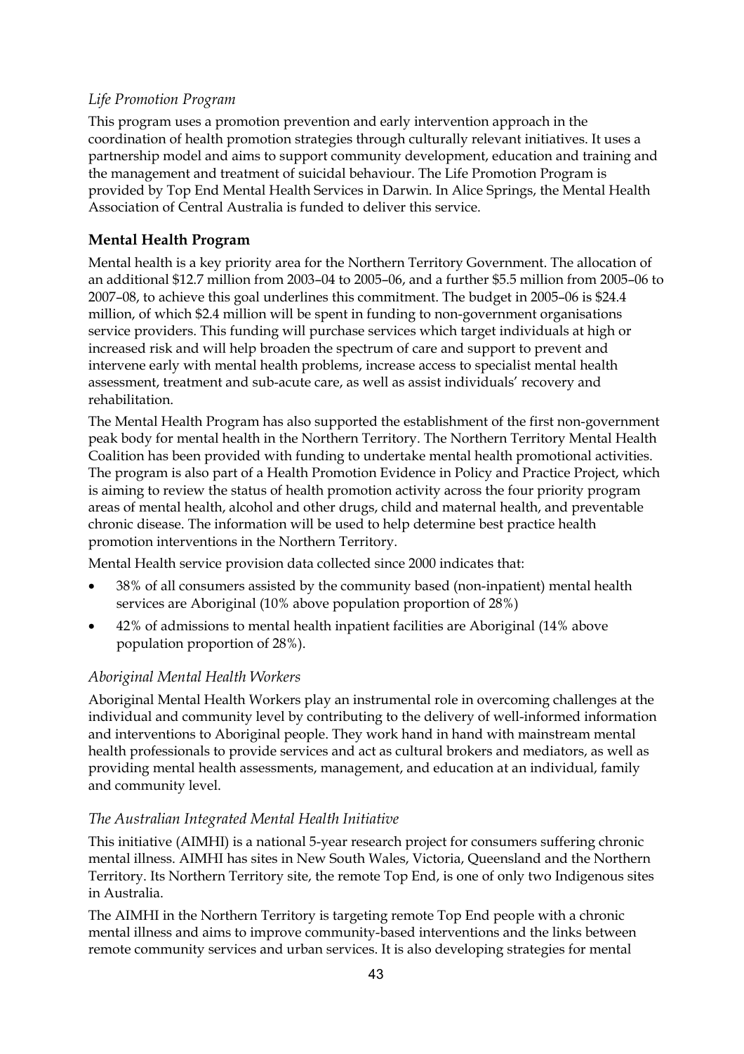*Life Promotion Program*

This program uses a promotion prevention and early intervention approach in the coordination of health promotion strategies through culturally relevant initiatives. It uses a partnership model and aims to support community development, education and training and the management and treatment of suicidal behaviour. The Life Promotion Program is provided by Top End Mental Health Services in Darwin. In Alice Springs, the Mental Health Association of Central Australia is funded to deliver this service.

## Mental Health Program

Mental health is a key priority area for the Northern Territory Government. The allocation of an additional $12.7 million from 2003–04 to 2005–06, and a further $5.5 million from 2005–06 to 2007–08, to achieve this goal underlines this commitment. The budget in 2005–06 is $24.4 million, of which $2.4 million will be spent in funding to non-government organisations service providers. This funding will purchase services which target individuals at high or increased risk and will help broaden the spectrum of care and support to prevent and intervene early with mental health problems, increase access to specialist mental health assessment, treatment and sub-acute care, as well as assist individuals' recovery and rehabilitation.

The Mental Health Program has also supported the establishment of the first non-government peak body for mental health in the Northern Territory. The Northern Territory Mental Health Coalition has been provided with funding to undertake mental health promotional activities. The program is also part of a Health Promotion Evidence in Policy and Practice Project, which is aiming to review the status of health promotion activity across the four priority program areas of mental health, alcohol and other drugs, child and maternal health, and preventable chronic disease. The information will be used to help determine best practice health promotion interventions in the Northern Territory.

Mental Health service provision data collected since 2000 indicates that:

- 38% of all consumers assisted by the community based (non-inpatient) mental health services are Aboriginal (10% above population proportion of 28%)
- 42% of admissions to mental health inpatient facilities are Aboriginal (14% above population proportion of 28%).

*Aboriginal Mental Health Workers*

Aboriginal Mental Health Workers play an instrumental role in overcoming challenges at the individual and community level by contributing to the delivery of well-informed information and interventions to Aboriginal people. They work hand in hand with mainstream mental health professionals to provide services and act as cultural brokers and mediators, as well as providing mental health assessments, management, and education at an individual, family and community level.

*The Australian Integrated Mental Health Initiative*

This initiative (AIMHI) is a national 5-year research project for consumers suffering chronic mental illness. AIMHI has sites in New South Wales, Victoria, Queensland and the Northern Territory. Its Northern Territory site, the remote Top End, is one of only two Indigenous sites in Australia.

The AIMHI in the Northern Territory is targeting remote Top End people with a chronic mental illness and aims to improve community-based interventions and the links between remote community services and urban services. It is also developing strategies for mental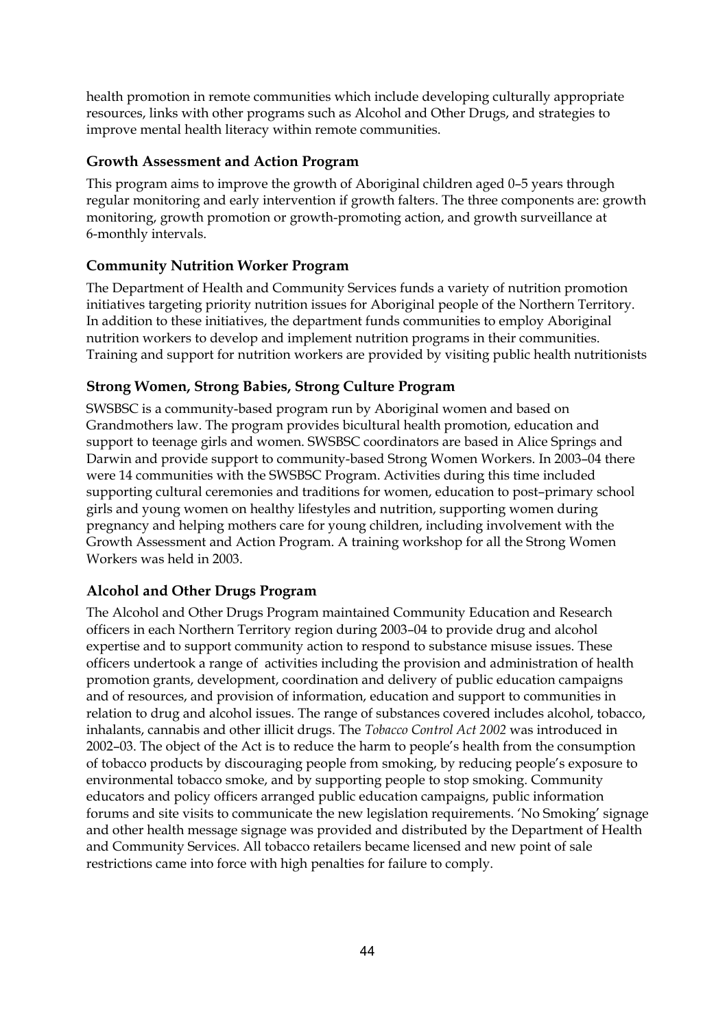health promotion in remote communities which include developing culturally appropriate resources, links with other programs such as Alcohol and Other Drugs, and strategies to improve mental health literacy within remote communities.

### Growth Assessment and Action Program

This program aims to improve the growth of Aboriginal children aged 0–5 years through regular monitoring and early intervention if growth falters. The three components are: growth monitoring, growth promotion or growth-promoting action, and growth surveillance at 6-monthly intervals.

### Community Nutrition Worker Program

The Department of Health and Community Services funds a variety of nutrition promotion initiatives targeting priority nutrition issues for Aboriginal people of the Northern Territory. In addition to these initiatives, the department funds communities to employ Aboriginal nutrition workers to develop and implement nutrition programs in their communities. Training and support for nutrition workers are provided by visiting public health nutritionists

### Strong Women, Strong Babies, Strong Culture Program

SWSBSC is a community-based program run by Aboriginal women and based on Grandmothers law. The program provides bicultural health promotion, education and support to teenage girls and women. SWSBSC coordinators are based in Alice Springs and Darwin and provide support to community-based Strong Women Workers. In 2003–04 there were 14 communities with the SWSBSC Program. Activities during this time included supporting cultural ceremonies and traditions for women, education to post–primary school girls and young women on healthy lifestyles and nutrition, supporting women during pregnancy and helping mothers care for young children, including involvement with the Growth Assessment and Action Program. A training workshop for all the Strong Women Workers was held in 2003.

### Alcohol and Other Drugs Program

The Alcohol and Other Drugs Program maintained Community Education and Research officers in each Northern Territory region during 2003–04 to provide drug and alcohol expertise and to support community action to respond to substance misuse issues. These officers undertook a range of activities including the provision and administration of health promotion grants, development, coordination and delivery of public education campaigns and of resources, and provision of information, education and support to communities in relation to drug and alcohol issues. The range of substances covered includes alcohol, tobacco, inhalants, cannabis and other illicit drugs. The *Tobacco Control Act 2002* was introduced in 2002–03. The object of the Act is to reduce the harm to people's health from the consumption of tobacco products by discouraging people from smoking, by reducing people's exposure to environmental tobacco smoke, and by supporting people to stop smoking. Community educators and policy officers arranged public education campaigns, public information forums and site visits to communicate the new legislation requirements. 'No Smoking' signage and other health message signage was provided and distributed by the Department of Health and Community Services. All tobacco retailers became licensed and new point of sale restrictions came into force with high penalties for failure to comply.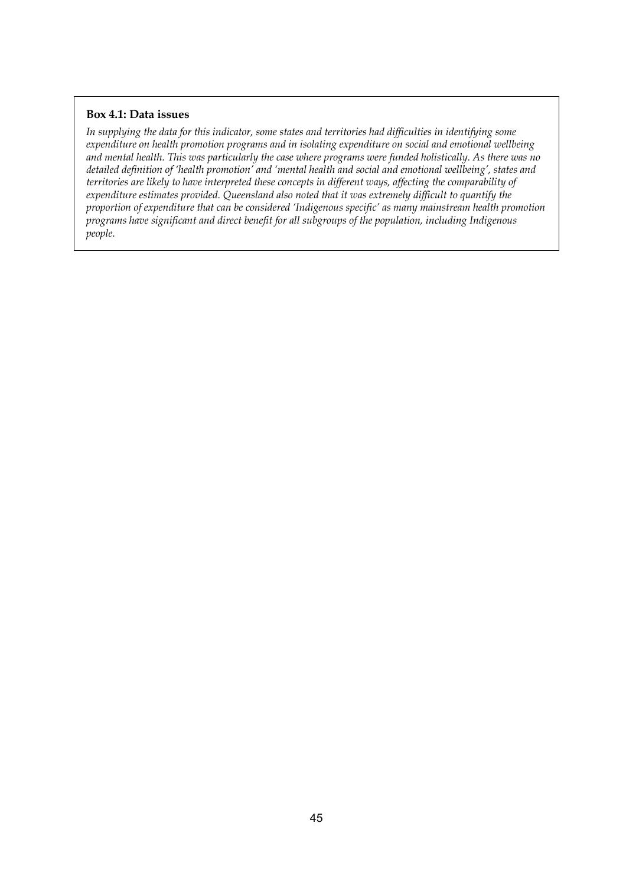**Box 4.1: Data issues**

*In supplying the data for this indicator, some states and territories had difficulties in identifying some expenditure on health promotion programs and in isolating expenditure on social and emotional wellbeing and mental health. This was particularly the case where programs were funded holistically. As there was no detailed definition of 'health promotion' and 'mental health and social and emotional wellbeing', states and territories are likely to have interpreted these concepts in different ways, affecting the comparability of expenditure estimates provided. Queensland also noted that it was extremely difficult to quantify the proportion of expenditure that can be considered 'Indigenous specific' as many mainstream health promotion programs have significant and direct benefit for all subgroups of the population, including Indigenous people.*